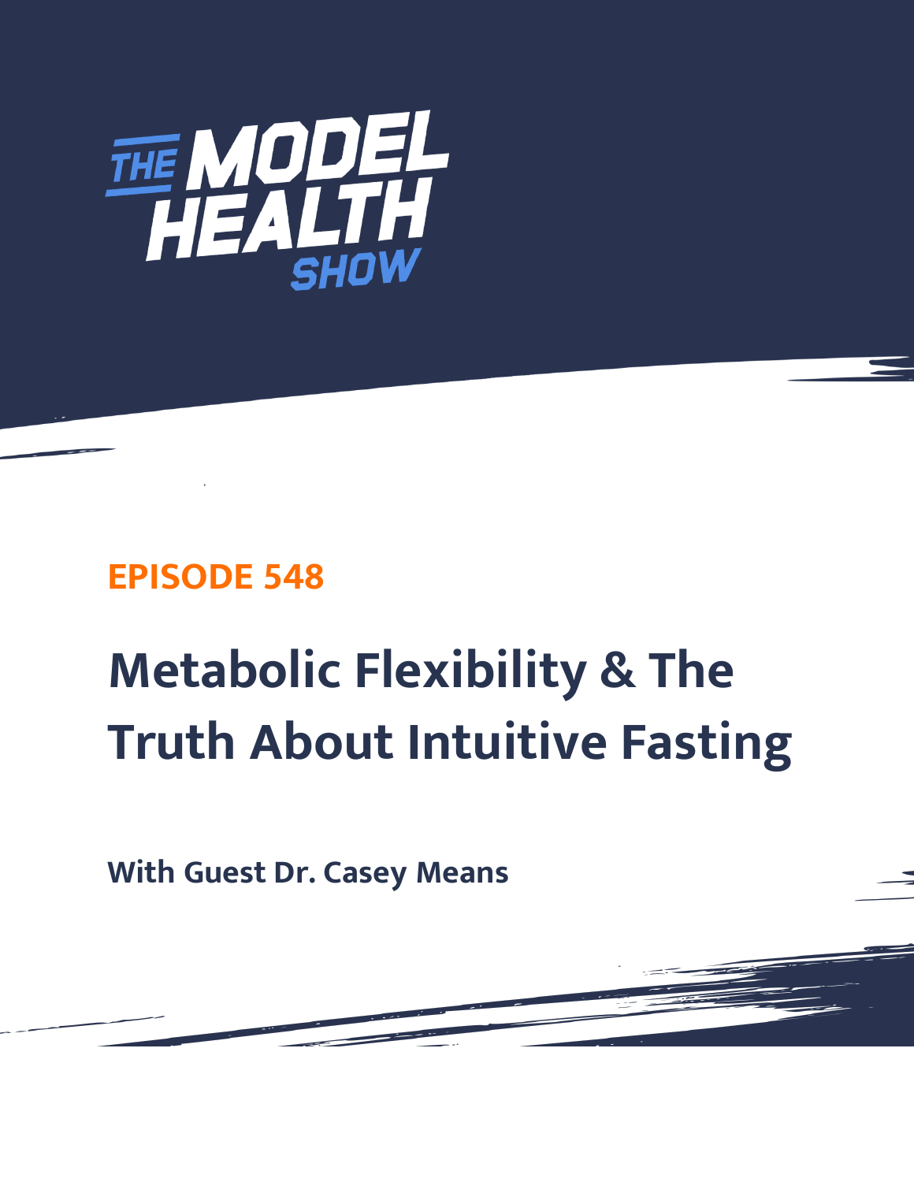# THE MODEL HEALTH SHOW

## EPISODE 548

# Metabolic Flexibility & The Truth About Intuitive Fasting

**With Guest Dr. Casey Means**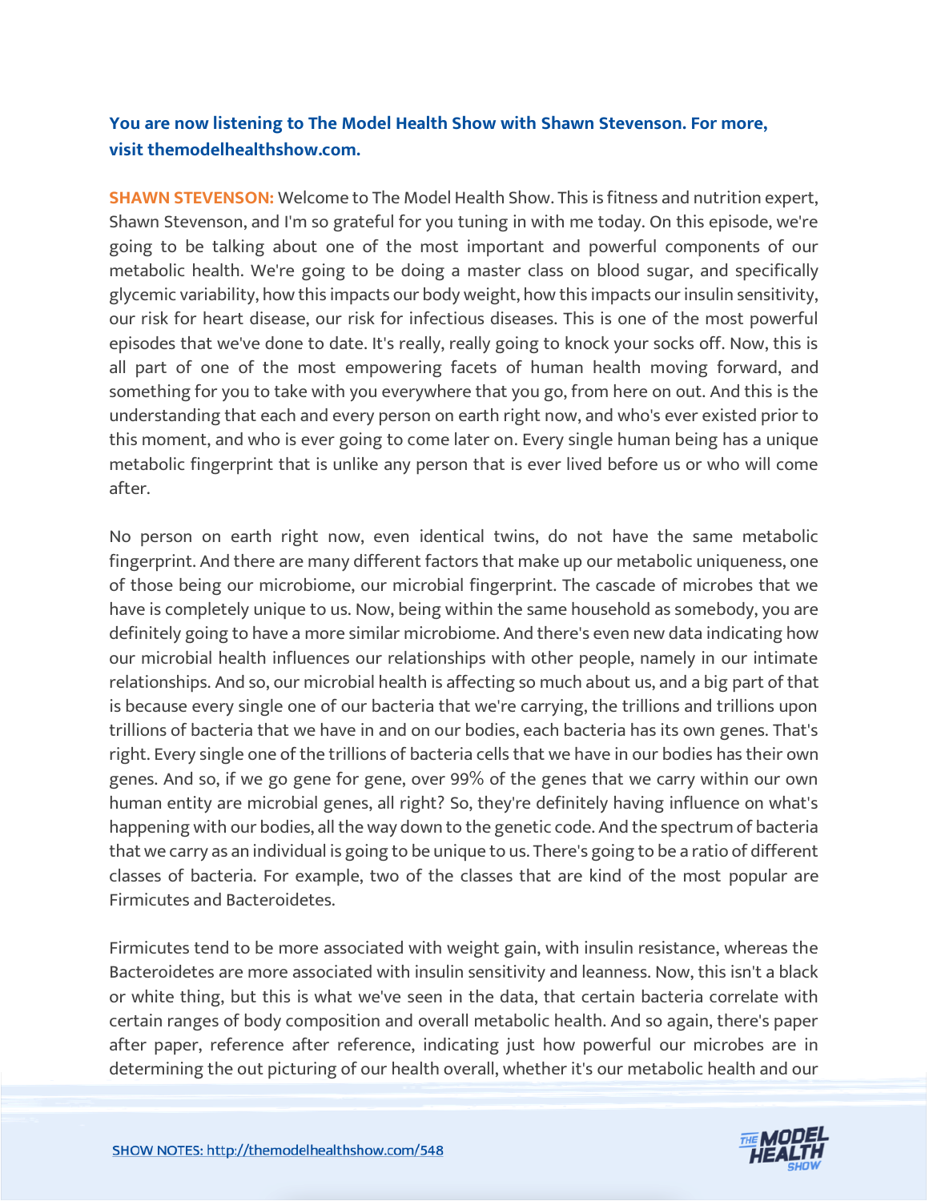**You are now listening to The Model Health Show with Shawn Stevenson. For more, visit themodelhealthshow.com.**

**SHAWN STEVENSON:** Welcome to The Model Health Show. This is fitness and nutrition expert, Shawn Stevenson, and I'm so grateful for you tuning in with me today. On this episode, we're going to be talking about one of the most important and powerful components of our metabolic health. We're going to be doing a master class on blood sugar, and specifically glycemic variability, how this impacts our body weight, how this impacts our insulin sensitivity, our risk for heart disease, our risk for infectious diseases. This is one of the most powerful episodes that we've done to date. It's really, really going to knock your socks off. Now, this is all part of one of the most empowering facets of human health moving forward, and something for you to take with you everywhere that you go, from here on out. And this is the understanding that each and every person on earth right now, and who's ever existed prior to this moment, and who is ever going to come later on. Every single human being has a unique metabolic fingerprint that is unlike any person that is ever lived before us or who will come after.

No person on earth right now, even identical twins, do not have the same metabolic fingerprint. And there are many different factors that make up our metabolic uniqueness, one of those being our microbiome, our microbial fingerprint. The cascade of microbes that we have is completely unique to us. Now, being within the same household as somebody, you are definitely going to have a more similar microbiome. And there's even new data indicating how our microbial health influences our relationships with other people, namely in our intimate relationships. And so, our microbial health is affecting so much about us, and a big part of that is because every single one of our bacteria that we're carrying, the trillions and trillions upon trillions of bacteria that we have in and on our bodies, each bacteria has its own genes. That's right. Every single one of the trillions of bacteria cells that we have in our bodies has their own genes. And so, if we go gene for gene, over 99% of the genes that we carry within our own human entity are microbial genes, all right? So, they're definitely having influence on what's happening with our bodies, all the way down to the genetic code. And the spectrum of bacteria that we carry as an individual is going to be unique to us. There's going to be a ratio of different classes of bacteria. For example, two of the classes that are kind of the most popular are Firmicutes and Bacteroidetes.

Firmicutes tend to be more associated with weight gain, with insulin resistance, whereas the Bacteroidetes are more associated with insulin sensitivity and leanness. Now, this isn't a black or white thing, but this is what we've seen in the data, that certain bacteria correlate with certain ranges of body composition and overall metabolic health. And so again, there's paper after paper, reference after reference, indicating just how powerful our microbes are in determining the out picturing of our health overall, whether it's our metabolic health and our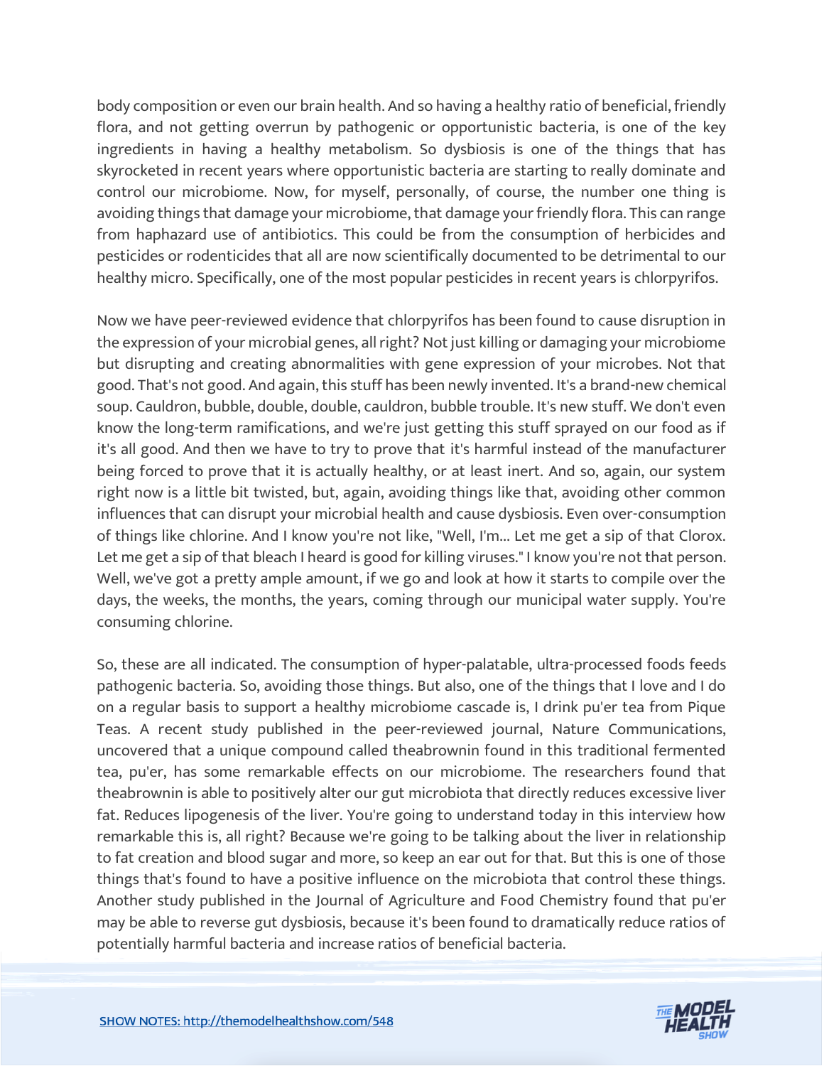body composition or even our brain health. And so having a healthy ratio of beneficial, friendly flora, and not getting overrun by pathogenic or opportunistic bacteria, is one of the key ingredients in having a healthy metabolism. So dysbiosis is one of the things that has skyrocketed in recent years where opportunistic bacteria are starting to really dominate and control our microbiome. Now, for myself, personally, of course, the number one thing is avoiding things that damage your microbiome, that damage your friendly flora. This can range from haphazard use of antibiotics. This could be from the consumption of herbicides and pesticides or rodenticides that all are now scientifically documented to be detrimental to our healthy micro. Specifically, one of the most popular pesticides in recent years is chlorpyrifos.

Now we have peer-reviewed evidence that chlorpyrifos has been found to cause disruption in the expression of your microbial genes, all right? Not just killing or damaging your microbiome but disrupting and creating abnormalities with gene expression of your microbes. Not that good. That's not good. And again, this stuff has been newly invented. It's a brand-new chemical soup. Cauldron, bubble, double, double, cauldron, bubble trouble. It's new stuff. We don't even know the long-term ramifications, and we're just getting this stuff sprayed on our food as if it's all good. And then we have to try to prove that it's harmful instead of the manufacturer being forced to prove that it is actually healthy, or at least inert. And so, again, our system right now is a little bit twisted, but, again, avoiding things like that, avoiding other common influences that can disrupt your microbial health and cause dysbiosis. Even over-consumption of things like chlorine. And I know you're not like, "Well, I'm... Let me get a sip of that Clorox. Let me get a sip of that bleach I heard is good for killing viruses." I know you're not that person. Well, we've got a pretty ample amount, if we go and look at how it starts to compile over the days, the weeks, the months, the years, coming through our municipal water supply. You're consuming chlorine.

So, these are all indicated. The consumption of hyper-palatable, ultra-processed foods feeds pathogenic bacteria. So, avoiding those things. But also, one of the things that I love and I do on a regular basis to support a healthy microbiome cascade is, I drink pu'er tea from Pique Teas. A recent study published in the peer-reviewed journal, Nature Communications, uncovered that a unique compound called theabrownin found in this traditional fermented tea, pu'er, has some remarkable effects on our microbiome. The researchers found that theabrownin is able to positively alter our gut microbiota that directly reduces excessive liver fat. Reduces lipogenesis of the liver. You're going to understand today in this interview how remarkable this is, all right? Because we're going to be talking about the liver in relationship to fat creation and blood sugar and more, so keep an ear out for that. But this is one of those things that's found to have a positive influence on the microbiota that control these things. Another study published in the Journal of Agriculture and Food Chemistry found that pu'er may be able to reverse gut dysbiosis, because it's been found to dramatically reduce ratios of potentially harmful bacteria and increase ratios of beneficial bacteria.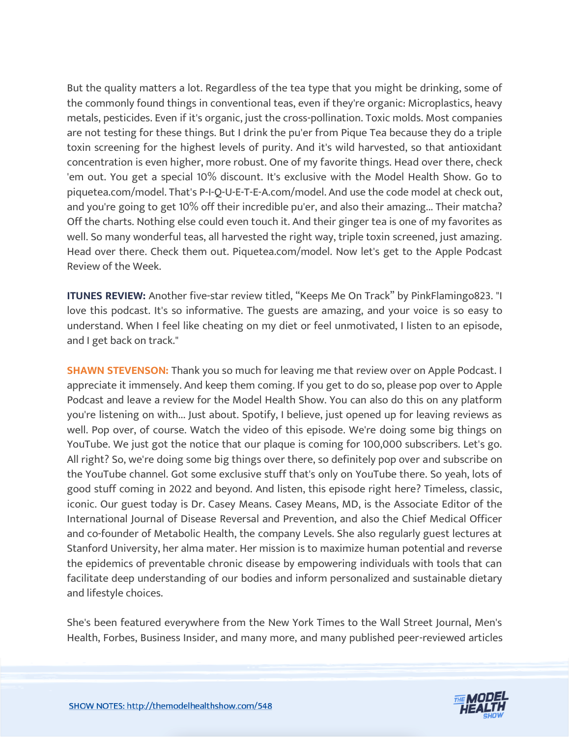But the quality matters a lot. Regardless of the tea type that you might be drinking, some of the commonly found things in conventional teas, even if they're organic: Microplastics, heavy metals, pesticides. Even if it's organic, just the cross-pollination. Toxic molds. Most companies are not testing for these things. But I drink the pu'er from Pique Tea because they do a triple toxin screening for the highest levels of purity. And it's wild harvested, so that antioxidant concentration is even higher, more robust. One of my favorite things. Head over there, check 'em out. You get a special 10% discount. It's exclusive with the Model Health Show. Go to piquetea.com/model. That's P-I-Q-U-E-T-E-A.com/model. And use the code model at check out, and you're going to get 10% off their incredible pu'er, and also their amazing... Their matcha? Off the charts. Nothing else could even touch it. And their ginger tea is one of my favorites as well. So many wonderful teas, all harvested the right way, triple toxin screened, just amazing. Head over there. Check them out. Piquetea.com/model. Now let's get to the Apple Podcast Review of the Week.

**ITUNES REVIEW:** Another five-star review titled, "Keeps Me On Track" by PinkFlamingo823. "I love this podcast. It's so informative. The guests are amazing, and your voice is so easy to understand. When I feel like cheating on my diet or feel unmotivated, I listen to an episode, and I get back on track."

**SHAWN STEVENSON:** Thank you so much for leaving me that review over on Apple Podcast. I appreciate it immensely. And keep them coming. If you get to do so, please pop over to Apple Podcast and leave a review for the Model Health Show. You can also do this on any platform you're listening on with... Just about. Spotify, I believe, just opened up for leaving reviews as well. Pop over, of course. Watch the video of this episode. We're doing some big things on YouTube. We just got the notice that our plaque is coming for 100,000 subscribers. Let's go. All right? So, we're doing some big things over there, so definitely pop over and subscribe on the YouTube channel. Got some exclusive stuff that's only on YouTube there. So yeah, lots of good stuff coming in 2022 and beyond. And listen, this episode right here? Timeless, classic, iconic. Our guest today is Dr. Casey Means. Casey Means, MD, is the Associate Editor of the International Journal of Disease Reversal and Prevention, and also the Chief Medical Officer and co-founder of Metabolic Health, the company Levels. She also regularly guest lectures at Stanford University, her alma mater. Her mission is to maximize human potential and reverse the epidemics of preventable chronic disease by empowering individuals with tools that can facilitate deep understanding of our bodies and inform personalized and sustainable dietary and lifestyle choices.

She's been featured everywhere from the New York Times to the Wall Street Journal, Men's Health, Forbes, Business Insider, and many more, and many published peer-reviewed articles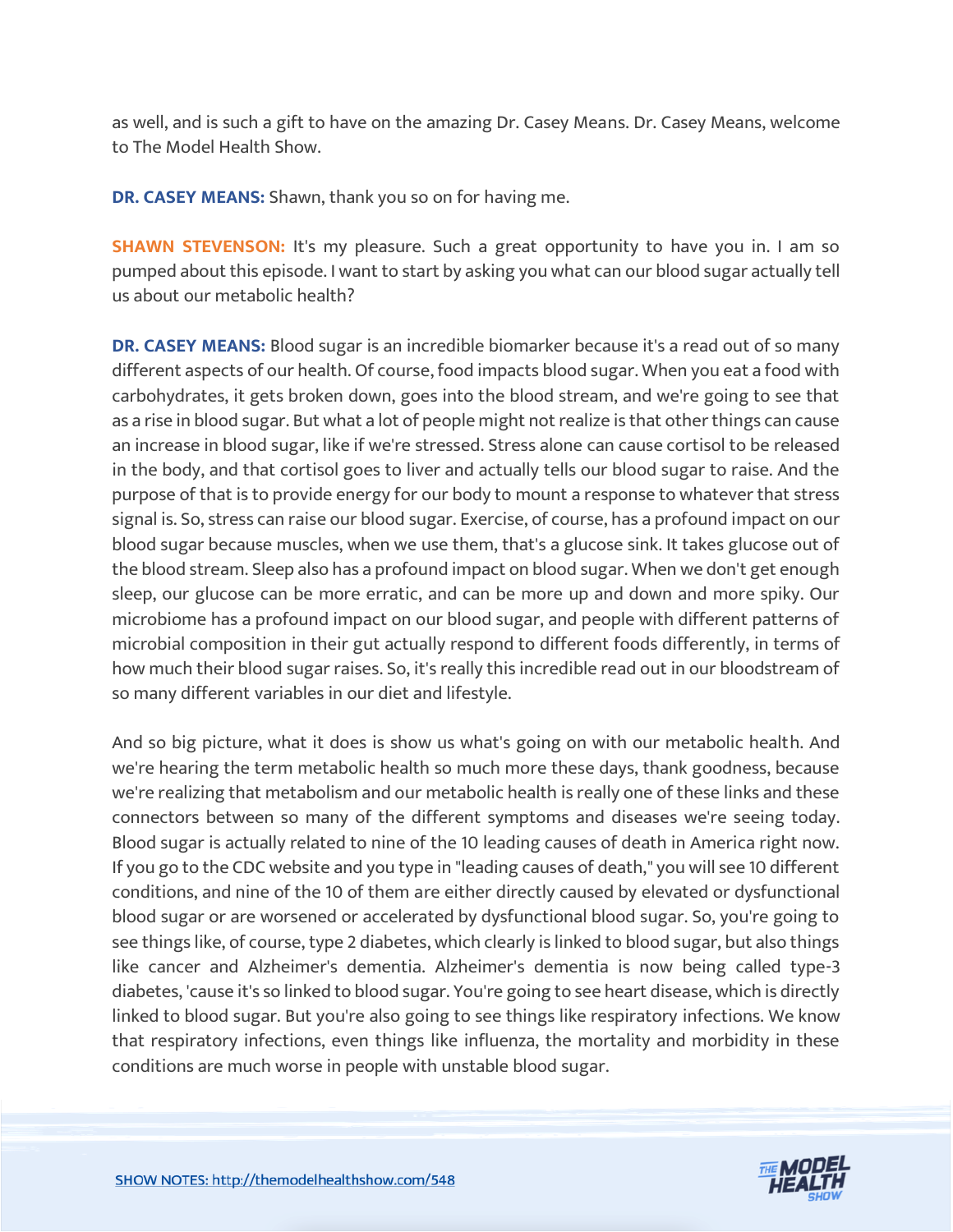as well, and is such a gift to have on the amazing Dr. Casey Means. Dr. Casey Means, welcome to The Model Health Show.

**DR. CASEY MEANS:** Shawn, thank you so on for having me.

**SHAWN STEVENSON:** It's my pleasure. Such a great opportunity to have you in. I am so pumped about this episode. I want to start by asking you what can our blood sugar actually tell us about our metabolic health?

**DR. CASEY MEANS:** Blood sugar is an incredible biomarker because it's a read out of so many different aspects of our health. Of course, food impacts blood sugar. When you eat a food with carbohydrates, it gets broken down, goes into the blood stream, and we're going to see that as a rise in blood sugar. But what a lot of people might not realize is that other things can cause an increase in blood sugar, like if we're stressed. Stress alone can cause cortisol to be released in the body, and that cortisol goes to liver and actually tells our blood sugar to raise. And the purpose of that is to provide energy for our body to mount a response to whatever that stress signal is. So, stress can raise our blood sugar. Exercise, of course, has a profound impact on our blood sugar because muscles, when we use them, that's a glucose sink. It takes glucose out of the blood stream. Sleep also has a profound impact on blood sugar. When we don't get enough sleep, our glucose can be more erratic, and can be more up and down and more spiky. Our microbiome has a profound impact on our blood sugar, and people with different patterns of microbial composition in their gut actually respond to different foods differently, in terms of how much their blood sugar raises. So, it's really this incredible read out in our bloodstream of so many different variables in our diet and lifestyle.

And so big picture, what it does is show us what's going on with our metabolic health. And we're hearing the term metabolic health so much more these days, thank goodness, because we're realizing that metabolism and our metabolic health is really one of these links and these connectors between so many of the different symptoms and diseases we're seeing today. Blood sugar is actually related to nine of the 10 leading causes of death in America right now. If you go to the CDC website and you type in "leading causes of death," you will see 10 different conditions, and nine of the 10 of them are either directly caused by elevated or dysfunctional blood sugar or are worsened or accelerated by dysfunctional blood sugar. So, you're going to see things like, of course, type 2 diabetes, which clearly is linked to blood sugar, but also things like cancer and Alzheimer's dementia. Alzheimer's dementia is now being called type-3 diabetes, 'cause it's so linked to blood sugar. You're going to see heart disease, which is directly linked to blood sugar. But you're also going to see things like respiratory infections. We know that respiratory infections, even things like influenza, the mortality and morbidity in these conditions are much worse in people with unstable blood sugar.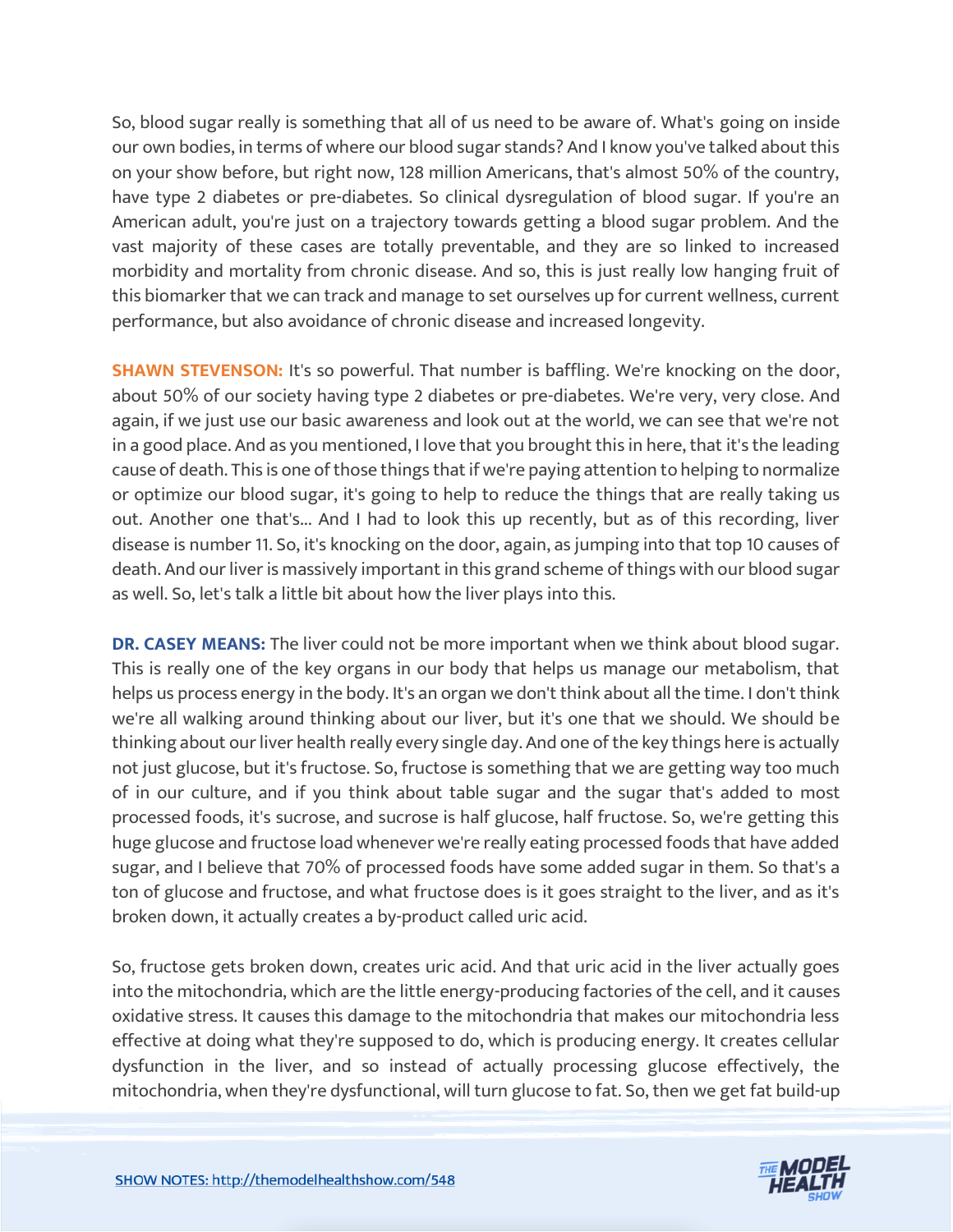So, blood sugar really is something that all of us need to be aware of. What's going on inside our own bodies, in terms of where our blood sugar stands? And I know you've talked about this on your show before, but right now, 128 million Americans, that's almost 50% of the country, have type 2 diabetes or pre-diabetes. So clinical dysregulation of blood sugar. If you're an American adult, you're just on a trajectory towards getting a blood sugar problem. And the vast majority of these cases are totally preventable, and they are so linked to increased morbidity and mortality from chronic disease. And so, this is just really low hanging fruit of this biomarker that we can track and manage to set ourselves up for current wellness, current performance, but also avoidance of chronic disease and increased longevity.

**SHAWN STEVENSON:** It's so powerful. That number is baffling. We're knocking on the door, about 50% of our society having type 2 diabetes or pre-diabetes. We're very, very close. And again, if we just use our basic awareness and look out at the world, we can see that we're not in a good place. And as you mentioned, I love that you brought this in here, that it's the leading cause of death. This is one of those things that if we're paying attention to helping to normalize or optimize our blood sugar, it's going to help to reduce the things that are really taking us out. Another one that's... And I had to look this up recently, but as of this recording, liver disease is number 11. So, it's knocking on the door, again, as jumping into that top 10 causes of death. And our liver is massively important in this grand scheme of things with our blood sugar as well. So, let's talk a little bit about how the liver plays into this.

**DR. CASEY MEANS:** The liver could not be more important when we think about blood sugar. This is really one of the key organs in our body that helps us manage our metabolism, that helps us process energy in the body. It's an organ we don't think about all the time. I don't think we're all walking around thinking about our liver, but it's one that we should. We should be thinking about our liver health really every single day. And one of the key things here is actually not just glucose, but it's fructose. So, fructose is something that we are getting way too much of in our culture, and if you think about table sugar and the sugar that's added to most processed foods, it's sucrose, and sucrose is half glucose, half fructose. So, we're getting this huge glucose and fructose load whenever we're really eating processed foods that have added sugar, and I believe that 70% of processed foods have some added sugar in them. So that's a ton of glucose and fructose, and what fructose does is it goes straight to the liver, and as it's broken down, it actually creates a by-product called uric acid.

So, fructose gets broken down, creates uric acid. And that uric acid in the liver actually goes into the mitochondria, which are the little energy-producing factories of the cell, and it causes oxidative stress. It causes this damage to the mitochondria that makes our mitochondria less effective at doing what they're supposed to do, which is producing energy. It creates cellular dysfunction in the liver, and so instead of actually processing glucose effectively, the mitochondria, when they're dysfunctional, will turn glucose to fat. So, then we get fat build-up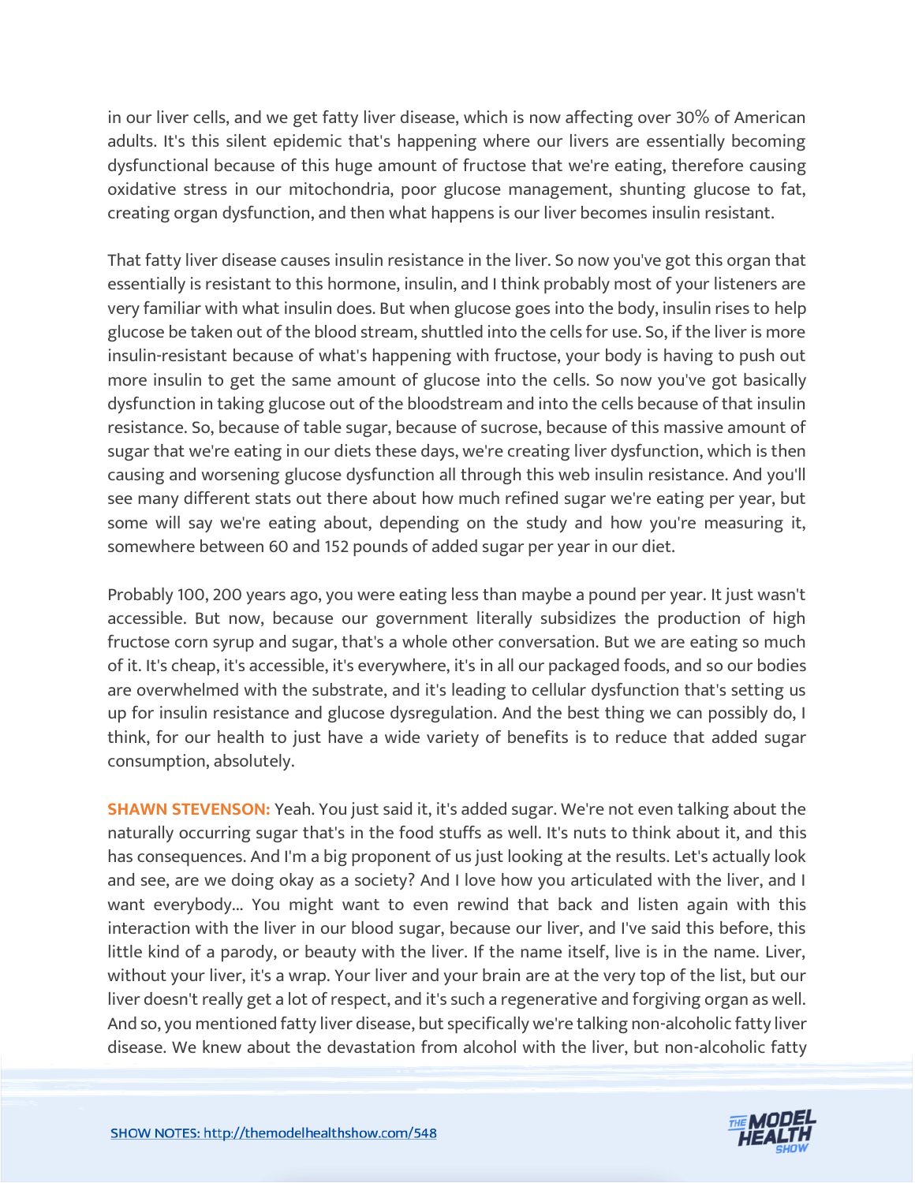in our liver cells, and we get fatty liver disease, which is now affecting over 30% of American adults. It's this silent epidemic that's happening where our livers are essentially becoming dysfunctional because of this huge amount of fructose that we're eating, therefore causing oxidative stress in our mitochondria, poor glucose management, shunting glucose to fat, creating organ dysfunction, and then what happens is our liver becomes insulin resistant.

That fatty liver disease causes insulin resistance in the liver. So now you've got this organ that essentially is resistant to this hormone, insulin, and I think probably most of your listeners are very familiar with what insulin does. But when glucose goes into the body, insulin rises to help glucose be taken out of the blood stream, shuttled into the cells for use. So, if the liver is more insulin-resistant because of what's happening with fructose, your body is having to push out more insulin to get the same amount of glucose into the cells. So now you've got basically dysfunction in taking glucose out of the bloodstream and into the cells because of that insulin resistance. So, because of table sugar, because of sucrose, because of this massive amount of sugar that we're eating in our diets these days, we're creating liver dysfunction, which is then causing and worsening glucose dysfunction all through this web insulin resistance. And you'll see many different stats out there about how much refined sugar we're eating per year, but some will say we're eating about, depending on the study and how you're measuring it, somewhere between 60 and 152 pounds of added sugar per year in our diet.

Probably 100, 200 years ago, you were eating less than maybe a pound per year. It just wasn't accessible. But now, because our government literally subsidizes the production of high fructose corn syrup and sugar, that's a whole other conversation. But we are eating so much of it. It's cheap, it's accessible, it's everywhere, it's in all our packaged foods, and so our bodies are overwhelmed with the substrate, and it's leading to cellular dysfunction that's setting us up for insulin resistance and glucose dysregulation. And the best thing we can possibly do, I think, for our health to just have a wide variety of benefits is to reduce that added sugar consumption, absolutely.

**SHAWN STEVENSON:** Yeah. You just said it, it's added sugar. We're not even talking about the naturally occurring sugar that's in the food stuffs as well. It's nuts to think about it, and this has consequences. And I'm a big proponent of us just looking at the results. Let's actually look and see, are we doing okay as a society? And I love how you articulated with the liver, and I want everybody... You might want to even rewind that back and listen again with this interaction with the liver in our blood sugar, because our liver, and I've said this before, this little kind of a parody, or beauty with the liver. If the name itself, live is in the name. Liver, without your liver, it's a wrap. Your liver and your brain are at the very top of the list, but our liver doesn't really get a lot of respect, and it's such a regenerative and forgiving organ as well. And so, you mentioned fatty liver disease, but specifically we're talking non-alcoholic fatty liver disease. We knew about the devastation from alcohol with the liver, but non-alcoholic fatty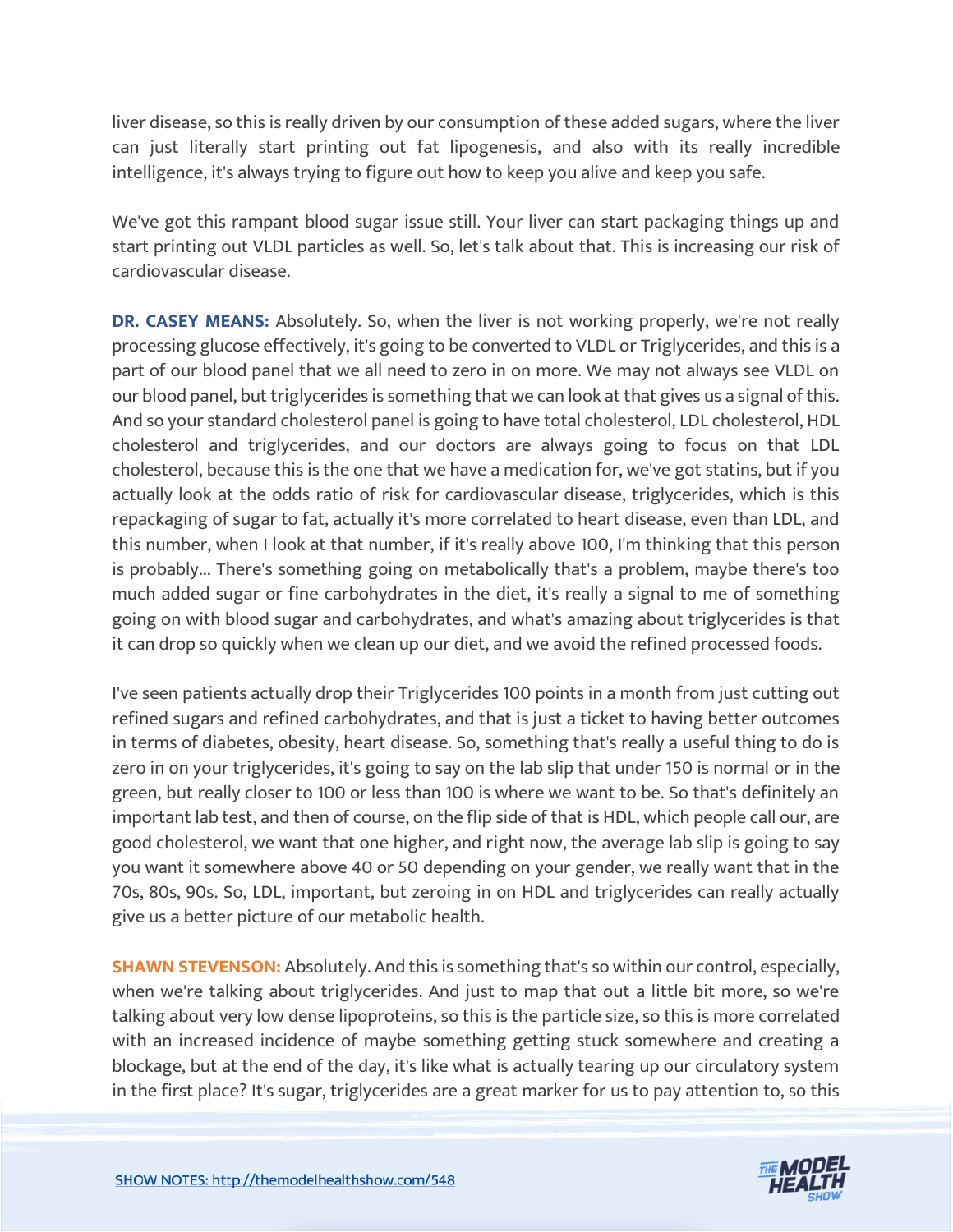liver disease, so this is really driven by our consumption of these added sugars, where the liver can just literally start printing out fat lipogenesis, and also with its really incredible intelligence, it's always trying to figure out how to keep you alive and keep you safe.

We've got this rampant blood sugar issue still. Your liver can start packaging things up and start printing out VLDL particles as well. So, let's talk about that. This is increasing our risk of cardiovascular disease.

**DR. CASEY MEANS:** Absolutely. So, when the liver is not working properly, we're not really processing glucose effectively, it's going to be converted to VLDL or Triglycerides, and this is a part of our blood panel that we all need to zero in on more. We may not always see VLDL on our blood panel, but triglycerides is something that we can look at that gives us a signal of this. And so your standard cholesterol panel is going to have total cholesterol, LDL cholesterol, HDL cholesterol and triglycerides, and our doctors are always going to focus on that LDL cholesterol, because this is the one that we have a medication for, we've got statins, but if you actually look at the odds ratio of risk for cardiovascular disease, triglycerides, which is this repackaging of sugar to fat, actually it's more correlated to heart disease, even than LDL, and this number, when I look at that number, if it's really above 100, I'm thinking that this person is probably... There's something going on metabolically that's a problem, maybe there's too much added sugar or fine carbohydrates in the diet, it's really a signal to me of something going on with blood sugar and carbohydrates, and what's amazing about triglycerides is that it can drop so quickly when we clean up our diet, and we avoid the refined processed foods.

I've seen patients actually drop their Triglycerides 100 points in a month from just cutting out refined sugars and refined carbohydrates, and that is just a ticket to having better outcomes in terms of diabetes, obesity, heart disease. So, something that's really a useful thing to do is zero in on your triglycerides, it's going to say on the lab slip that under 150 is normal or in the green, but really closer to 100 or less than 100 is where we want to be. So that's definitely an important lab test, and then of course, on the flip side of that is HDL, which people call our, are good cholesterol, we want that one higher, and right now, the average lab slip is going to say you want it somewhere above 40 or 50 depending on your gender, we really want that in the 70s, 80s, 90s. So, LDL, important, but zeroing in on HDL and triglycerides can really actually give us a better picture of our metabolic health.

**SHAWN STEVENSON:** Absolutely. And this is something that's so within our control, especially, when we're talking about triglycerides. And just to map that out a little bit more, so we're talking about very low dense lipoproteins, so this is the particle size, so this is more correlated with an increased incidence of maybe something getting stuck somewhere and creating a blockage, but at the end of the day, it's like what is actually tearing up our circulatory system in the first place? It's sugar, triglycerides are a great marker for us to pay attention to, so this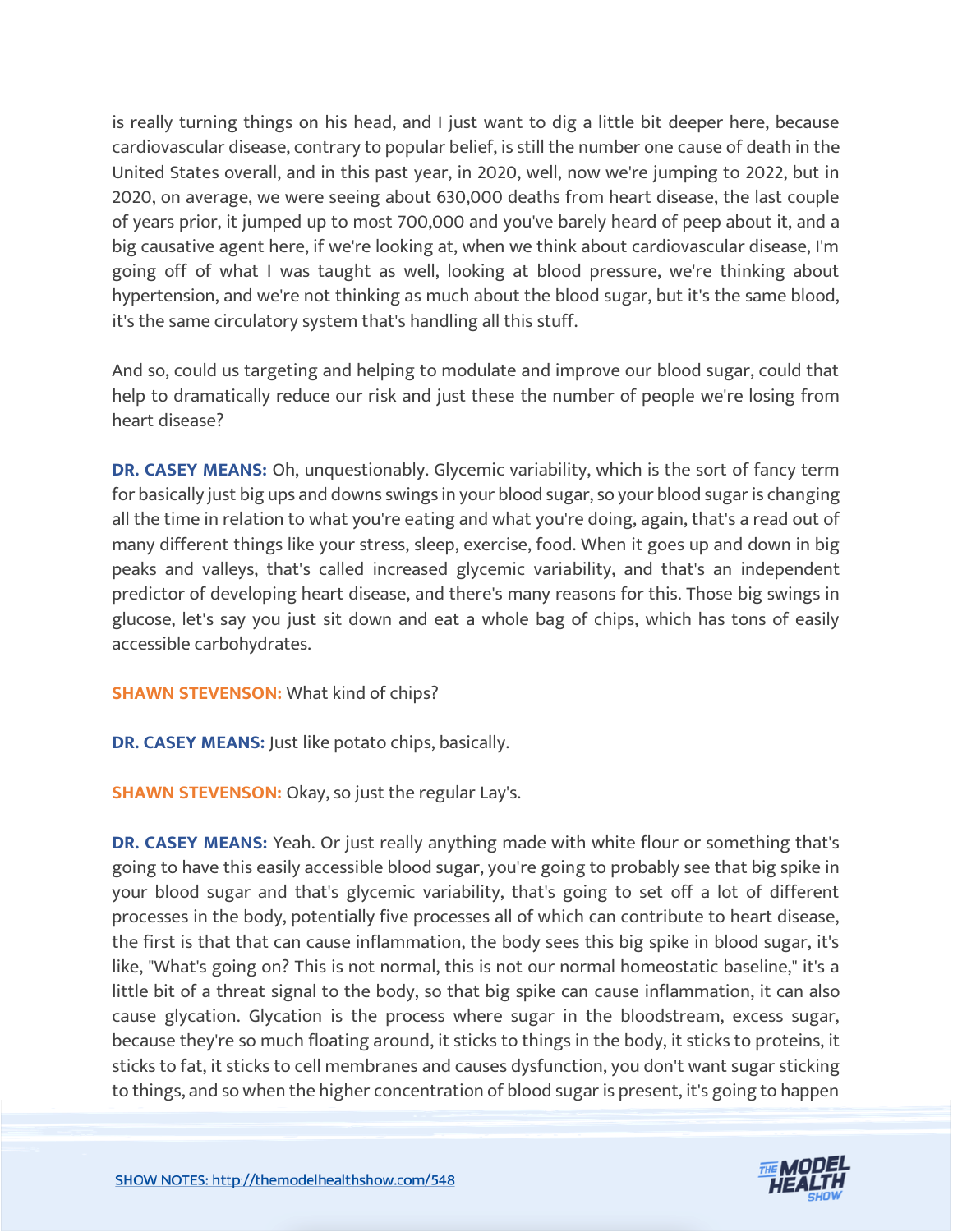is really turning things on his head, and I just want to dig a little bit deeper here, because cardiovascular disease, contrary to popular belief, is still the number one cause of death in the United States overall, and in this past year, in 2020, well, now we're jumping to 2022, but in 2020, on average, we were seeing about 630,000 deaths from heart disease, the last couple of years prior, it jumped up to most 700,000 and you've barely heard of peep about it, and a big causative agent here, if we're looking at, when we think about cardiovascular disease, I'm going off of what I was taught as well, looking at blood pressure, we're thinking about hypertension, and we're not thinking as much about the blood sugar, but it's the same blood, it's the same circulatory system that's handling all this stuff.

And so, could us targeting and helping to modulate and improve our blood sugar, could that help to dramatically reduce our risk and just these the number of people we're losing from heart disease?

**DR. CASEY MEANS:** Oh, unquestionably. Glycemic variability, which is the sort of fancy term for basically just big ups and downs swings in your blood sugar, so your blood sugar is changing all the time in relation to what you're eating and what you're doing, again, that's a read out of many different things like your stress, sleep, exercise, food. When it goes up and down in big peaks and valleys, that's called increased glycemic variability, and that's an independent predictor of developing heart disease, and there's many reasons for this. Those big swings in glucose, let's say you just sit down and eat a whole bag of chips, which has tons of easily accessible carbohydrates.

**SHAWN STEVENSON:** What kind of chips?

**DR. CASEY MEANS:** Just like potato chips, basically.

**SHAWN STEVENSON:** Okay, so just the regular Lay's.

**DR. CASEY MEANS:** Yeah. Or just really anything made with white flour or something that's going to have this easily accessible blood sugar, you're going to probably see that big spike in your blood sugar and that's glycemic variability, that's going to set off a lot of different processes in the body, potentially five processes all of which can contribute to heart disease, the first is that that can cause inflammation, the body sees this big spike in blood sugar, it's like, "What's going on? This is not normal, this is not our normal homeostatic baseline," it's a little bit of a threat signal to the body, so that big spike can cause inflammation, it can also cause glycation. Glycation is the process where sugar in the bloodstream, excess sugar, because they're so much floating around, it sticks to things in the body, it sticks to proteins, it sticks to fat, it sticks to cell membranes and causes dysfunction, you don't want sugar sticking to things, and so when the higher concentration of blood sugar is present, it's going to happen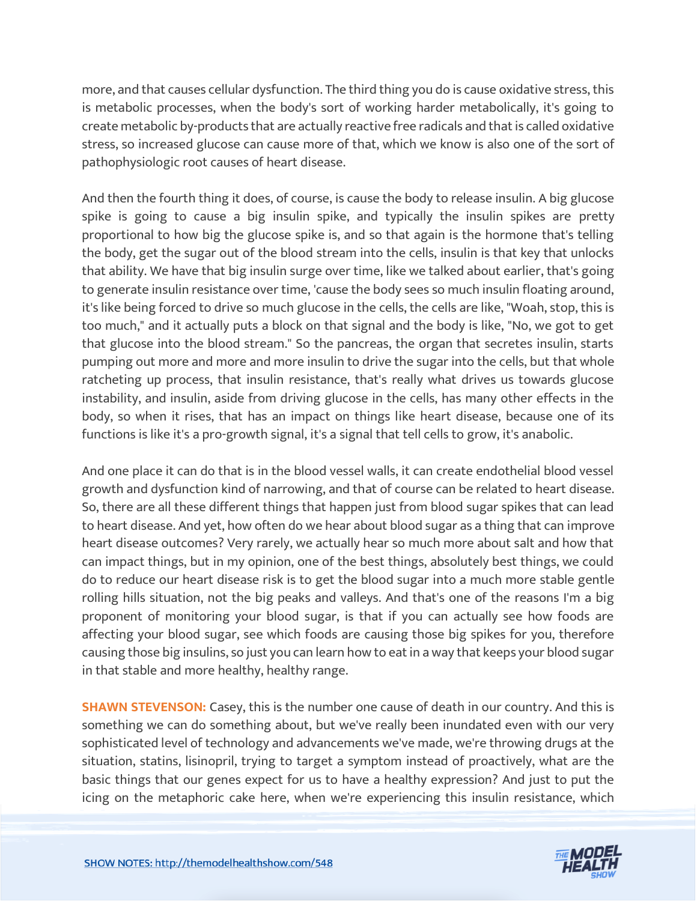more, and that causes cellular dysfunction. The third thing you do is cause oxidative stress, this is metabolic processes, when the body's sort of working harder metabolically, it's going to create metabolic by-products that are actually reactive free radicals and that is called oxidative stress, so increased glucose can cause more of that, which we know is also one of the sort of pathophysiologic root causes of heart disease.

And then the fourth thing it does, of course, is cause the body to release insulin. A big glucose spike is going to cause a big insulin spike, and typically the insulin spikes are pretty proportional to how big the glucose spike is, and so that again is the hormone that's telling the body, get the sugar out of the blood stream into the cells, insulin is that key that unlocks that ability. We have that big insulin surge over time, like we talked about earlier, that's going to generate insulin resistance over time, 'cause the body sees so much insulin floating around, it's like being forced to drive so much glucose in the cells, the cells are like, "Woah, stop, this is too much," and it actually puts a block on that signal and the body is like, "No, we got to get that glucose into the blood stream." So the pancreas, the organ that secretes insulin, starts pumping out more and more and more insulin to drive the sugar into the cells, but that whole ratcheting up process, that insulin resistance, that's really what drives us towards glucose instability, and insulin, aside from driving glucose in the cells, has many other effects in the body, so when it rises, that has an impact on things like heart disease, because one of its functions is like it's a pro-growth signal, it's a signal that tell cells to grow, it's anabolic.

And one place it can do that is in the blood vessel walls, it can create endothelial blood vessel growth and dysfunction kind of narrowing, and that of course can be related to heart disease. So, there are all these different things that happen just from blood sugar spikes that can lead to heart disease. And yet, how often do we hear about blood sugar as a thing that can improve heart disease outcomes? Very rarely, we actually hear so much more about salt and how that can impact things, but in my opinion, one of the best things, absolutely best things, we could do to reduce our heart disease risk is to get the blood sugar into a much more stable gentle rolling hills situation, not the big peaks and valleys. And that's one of the reasons I'm a big proponent of monitoring your blood sugar, is that if you can actually see how foods are affecting your blood sugar, see which foods are causing those big spikes for you, therefore causing those big insulins, so just you can learn how to eat in a way that keeps your blood sugar in that stable and more healthy, healthy range.

**SHAWN STEVENSON:** Casey, this is the number one cause of death in our country. And this is something we can do something about, but we've really been inundated even with our very sophisticated level of technology and advancements we've made, we're throwing drugs at the situation, statins, lisinopril, trying to target a symptom instead of proactively, what are the basic things that our genes expect for us to have a healthy expression? And just to put the icing on the metaphoric cake here, when we're experiencing this insulin resistance, which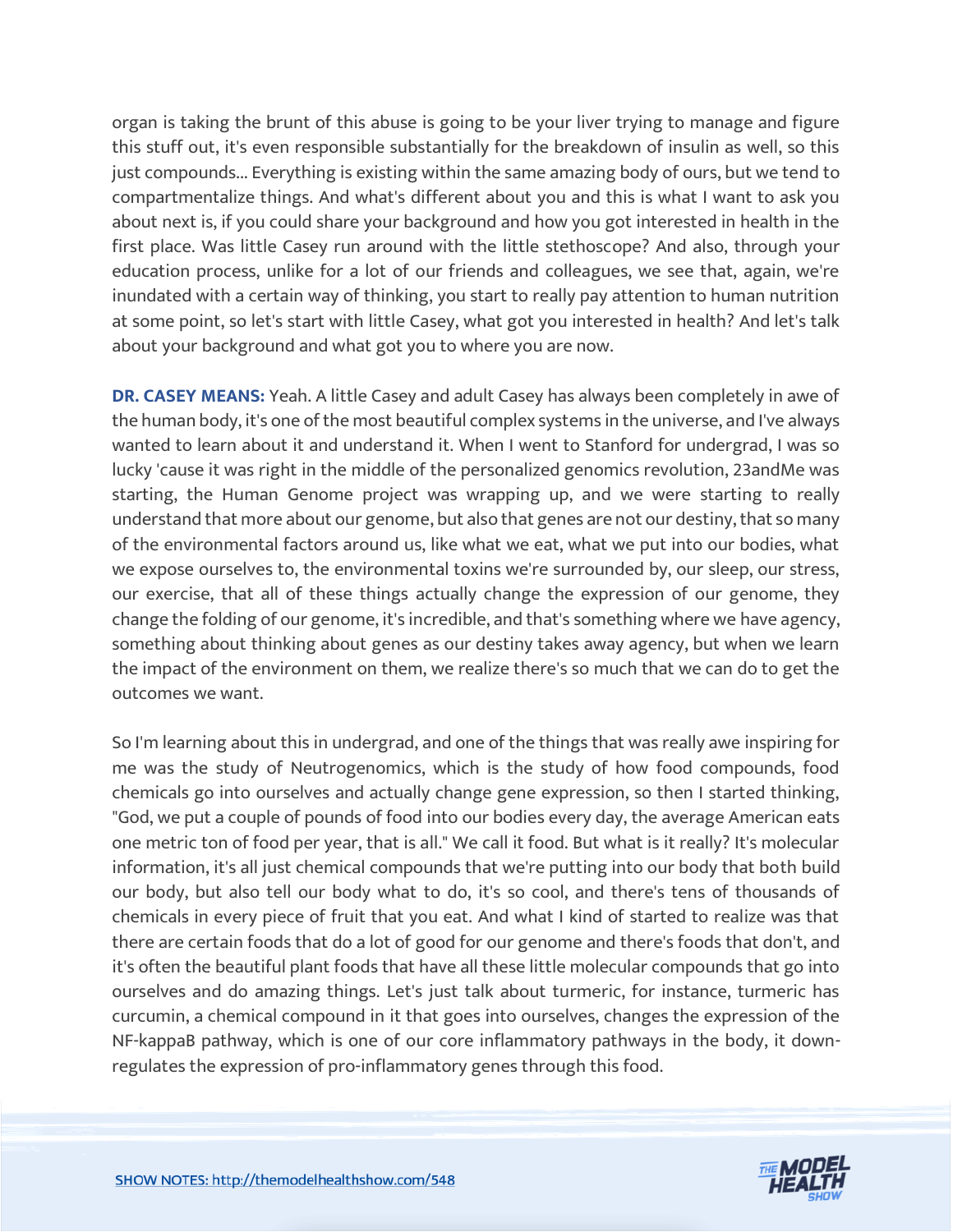organ is taking the brunt of this abuse is going to be your liver trying to manage and figure this stuff out, it's even responsible substantially for the breakdown of insulin as well, so this just compounds... Everything is existing within the same amazing body of ours, but we tend to compartmentalize things. And what's different about you and this is what I want to ask you about next is, if you could share your background and how you got interested in health in the first place. Was little Casey run around with the little stethoscope? And also, through your education process, unlike for a lot of our friends and colleagues, we see that, again, we're inundated with a certain way of thinking, you start to really pay attention to human nutrition at some point, so let's start with little Casey, what got you interested in health? And let's talk about your background and what got you to where you are now.

**DR. CASEY MEANS:** Yeah. A little Casey and adult Casey has always been completely in awe of the human body, it's one of the most beautiful complex systems in the universe, and I've always wanted to learn about it and understand it. When I went to Stanford for undergrad, I was so lucky 'cause it was right in the middle of the personalized genomics revolution, 23andMe was starting, the Human Genome project was wrapping up, and we were starting to really understand that more about our genome, but also that genes are not our destiny, that so many of the environmental factors around us, like what we eat, what we put into our bodies, what we expose ourselves to, the environmental toxins we're surrounded by, our sleep, our stress, our exercise, that all of these things actually change the expression of our genome, they change the folding of our genome, it's incredible, and that's something where we have agency, something about thinking about genes as our destiny takes away agency, but when we learn the impact of the environment on them, we realize there's so much that we can do to get the outcomes we want.

So I'm learning about this in undergrad, and one of the things that was really awe inspiring for me was the study of Neutrogenomics, which is the study of how food compounds, food chemicals go into ourselves and actually change gene expression, so then I started thinking, "God, we put a couple of pounds of food into our bodies every day, the average American eats one metric ton of food per year, that is all." We call it food. But what is it really? It's molecular information, it's all just chemical compounds that we're putting into our body that both build our body, but also tell our body what to do, it's so cool, and there's tens of thousands of chemicals in every piece of fruit that you eat. And what I kind of started to realize was that there are certain foods that do a lot of good for our genome and there's foods that don't, and it's often the beautiful plant foods that have all these little molecular compounds that go into ourselves and do amazing things. Let's just talk about turmeric, for instance, turmeric has curcumin, a chemical compound in it that goes into ourselves, changes the expression of the NF-kappaB pathway, which is one of our core inflammatory pathways in the body, it down-regulates the expression of pro-inflammatory genes through this food.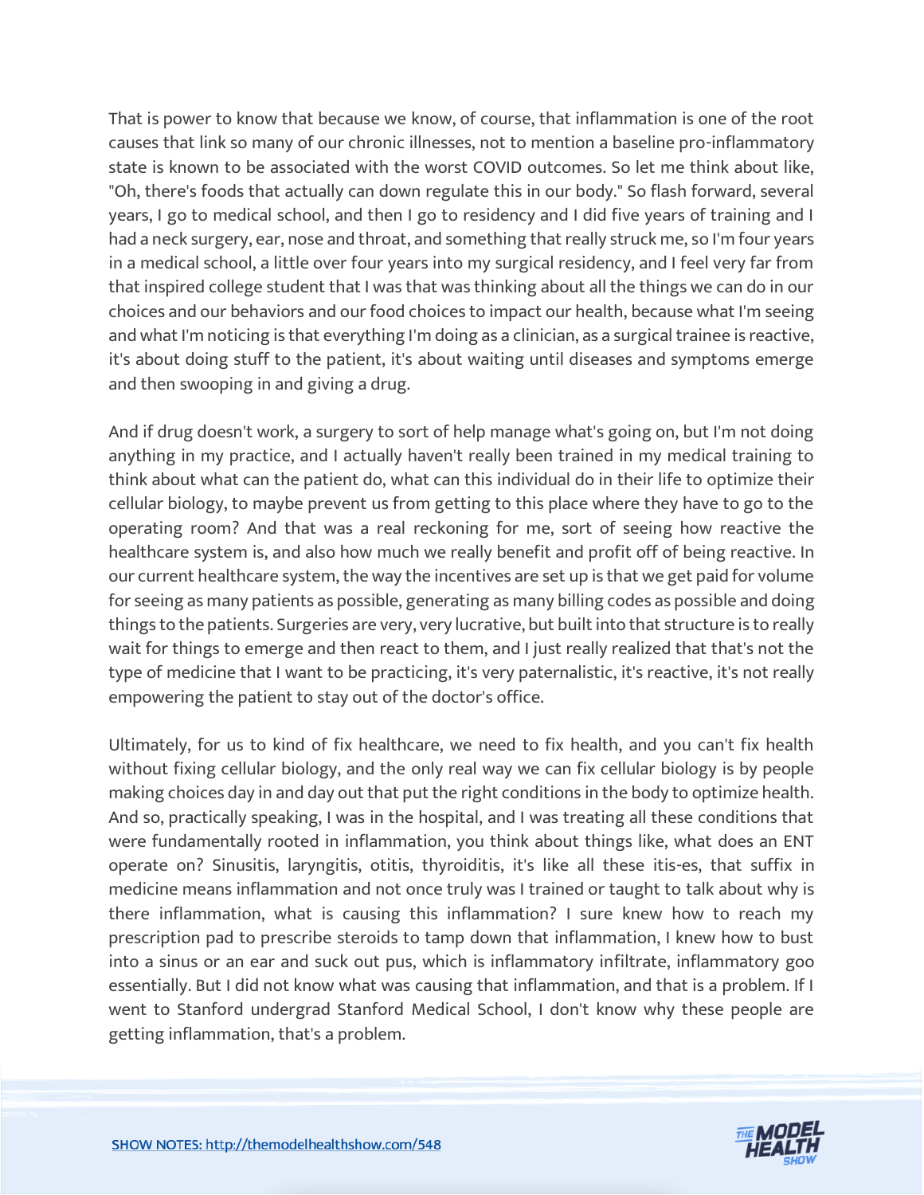That is power to know that because we know, of course, that inflammation is one of the root causes that link so many of our chronic illnesses, not to mention a baseline pro-inflammatory state is known to be associated with the worst COVID outcomes. So let me think about like, "Oh, there's foods that actually can down regulate this in our body." So flash forward, several years, I go to medical school, and then I go to residency and I did five years of training and I had a neck surgery, ear, nose and throat, and something that really struck me, so I'm four years in a medical school, a little over four years into my surgical residency, and I feel very far from that inspired college student that I was that was thinking about all the things we can do in our choices and our behaviors and our food choices to impact our health, because what I'm seeing and what I'm noticing is that everything I'm doing as a clinician, as a surgical trainee is reactive, it's about doing stuff to the patient, it's about waiting until diseases and symptoms emerge and then swooping in and giving a drug.

And if drug doesn't work, a surgery to sort of help manage what's going on, but I'm not doing anything in my practice, and I actually haven't really been trained in my medical training to think about what can the patient do, what can this individual do in their life to optimize their cellular biology, to maybe prevent us from getting to this place where they have to go to the operating room? And that was a real reckoning for me, sort of seeing how reactive the healthcare system is, and also how much we really benefit and profit off of being reactive. In our current healthcare system, the way the incentives are set up is that we get paid for volume for seeing as many patients as possible, generating as many billing codes as possible and doing things to the patients. Surgeries are very, very lucrative, but built into that structure is to really wait for things to emerge and then react to them, and I just really realized that that's not the type of medicine that I want to be practicing, it's very paternalistic, it's reactive, it's not really empowering the patient to stay out of the doctor's office.

Ultimately, for us to kind of fix healthcare, we need to fix health, and you can't fix health without fixing cellular biology, and the only real way we can fix cellular biology is by people making choices day in and day out that put the right conditions in the body to optimize health. And so, practically speaking, I was in the hospital, and I was treating all these conditions that were fundamentally rooted in inflammation, you think about things like, what does an ENT operate on? Sinusitis, laryngitis, otitis, thyroiditis, it's like all these itis-es, that suffix in medicine means inflammation and not once truly was I trained or taught to talk about why is there inflammation, what is causing this inflammation? I sure knew how to reach my prescription pad to prescribe steroids to tamp down that inflammation, I knew how to bust into a sinus or an ear and suck out pus, which is inflammatory infiltrate, inflammatory goo essentially. But I did not know what was causing that inflammation, and that is a problem. If I went to Stanford undergrad Stanford Medical School, I don't know why these people are getting inflammation, that's a problem.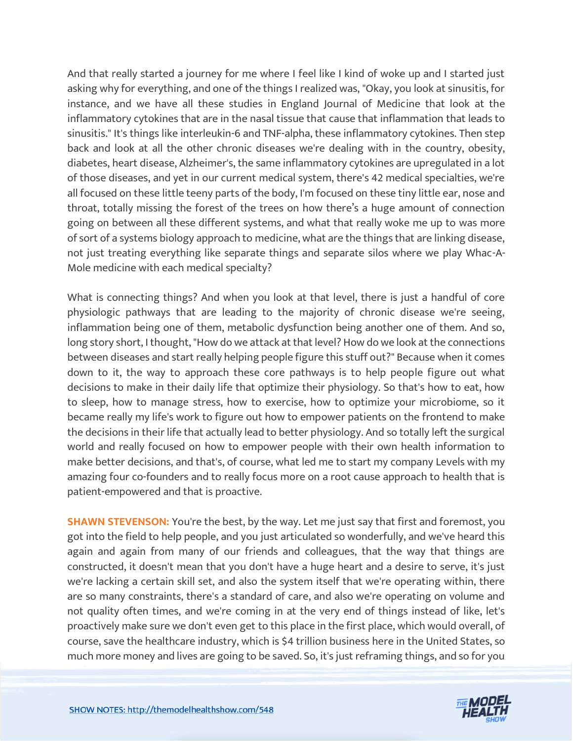And that really started a journey for me where I feel like I kind of woke up and I started just asking why for everything, and one of the things I realized was, "Okay, you look at sinusitis, for instance, and we have all these studies in England Journal of Medicine that look at the inflammatory cytokines that are in the nasal tissue that cause that inflammation that leads to sinusitis." It's things like interleukin-6 and TNF-alpha, these inflammatory cytokines. Then step back and look at all the other chronic diseases we're dealing with in the country, obesity, diabetes, heart disease, Alzheimer's, the same inflammatory cytokines are upregulated in a lot of those diseases, and yet in our current medical system, there's 42 medical specialties, we're all focused on these little teeny parts of the body, I'm focused on these tiny little ear, nose and throat, totally missing the forest of the trees on how there's a huge amount of connection going on between all these different systems, and what that really woke me up to was more of sort of a systems biology approach to medicine, what are the things that are linking disease, not just treating everything like separate things and separate silos where we play Whac-A-Mole medicine with each medical specialty?

What is connecting things? And when you look at that level, there is just a handful of core physiologic pathways that are leading to the majority of chronic disease we're seeing, inflammation being one of them, metabolic dysfunction being another one of them. And so, long story short, I thought, "How do we attack at that level? How do we look at the connections between diseases and start really helping people figure this stuff out?" Because when it comes down to it, the way to approach these core pathways is to help people figure out what decisions to make in their daily life that optimize their physiology. So that's how to eat, how to sleep, how to manage stress, how to exercise, how to optimize your microbiome, so it became really my life's work to figure out how to empower patients on the frontend to make the decisions in their life that actually lead to better physiology. And so totally left the surgical world and really focused on how to empower people with their own health information to make better decisions, and that's, of course, what led me to start my company Levels with my amazing four co-founders and to really focus more on a root cause approach to health that is patient-empowered and that is proactive.

**SHAWN STEVENSON:** You're the best, by the way. Let me just say that first and foremost, you got into the field to help people, and you just articulated so wonderfully, and we've heard this again and again from many of our friends and colleagues, that the way that things are constructed, it doesn't mean that you don't have a huge heart and a desire to serve, it's just we're lacking a certain skill set, and also the system itself that we're operating within, there are so many constraints, there's a standard of care, and also we're operating on volume and not quality often times, and we're coming in at the very end of things instead of like, let's proactively make sure we don't even get to this place in the first place, which would overall, of course, save the healthcare industry, which is $4 trillion business here in the United States, so much more money and lives are going to be saved. So, it's just reframing things, and so for you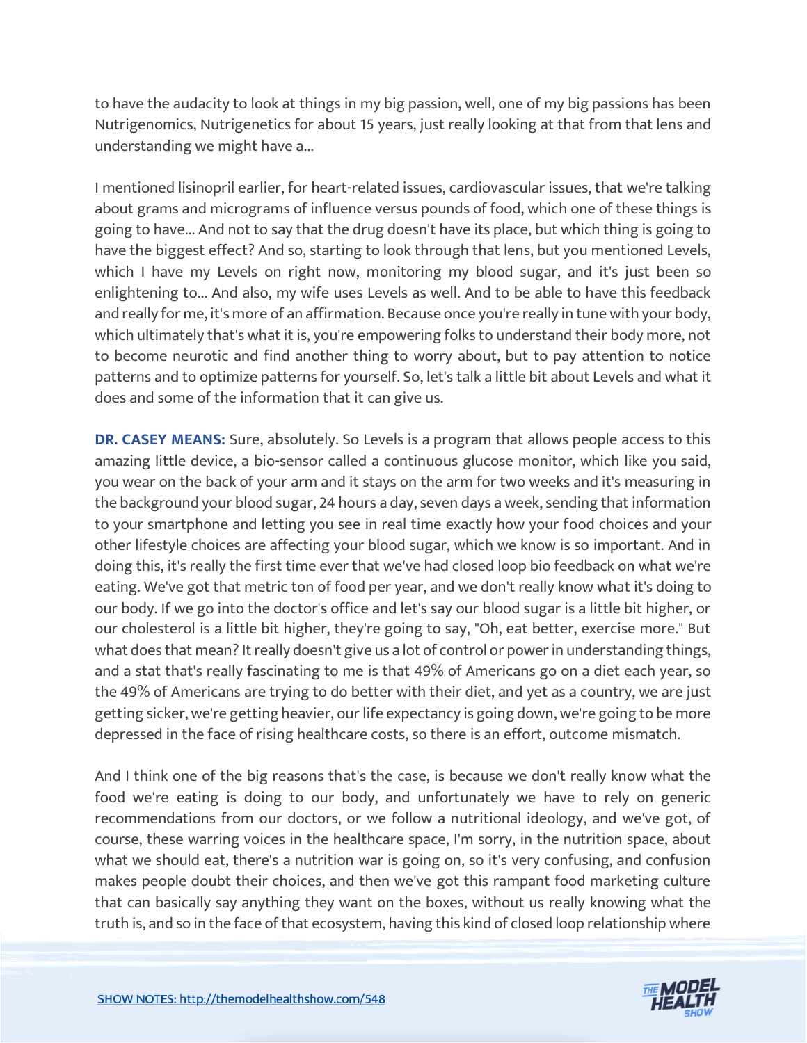to have the audacity to look at things in my big passion, well, one of my big passions has been Nutrigenomics, Nutrigenetics for about 15 years, just really looking at that from that lens and understanding we might have a...

I mentioned lisinopril earlier, for heart-related issues, cardiovascular issues, that we're talking about grams and micrograms of influence versus pounds of food, which one of these things is going to have... And not to say that the drug doesn't have its place, but which thing is going to have the biggest effect? And so, starting to look through that lens, but you mentioned Levels, which I have my Levels on right now, monitoring my blood sugar, and it's just been so enlightening to... And also, my wife uses Levels as well. And to be able to have this feedback and really for me, it's more of an affirmation. Because once you're really in tune with your body, which ultimately that's what it is, you're empowering folks to understand their body more, not to become neurotic and find another thing to worry about, but to pay attention to notice patterns and to optimize patterns for yourself. So, let's talk a little bit about Levels and what it does and some of the information that it can give us.

**DR. CASEY MEANS:** Sure, absolutely. So Levels is a program that allows people access to this amazing little device, a bio-sensor called a continuous glucose monitor, which like you said, you wear on the back of your arm and it stays on the arm for two weeks and it's measuring in the background your blood sugar, 24 hours a day, seven days a week, sending that information to your smartphone and letting you see in real time exactly how your food choices and your other lifestyle choices are affecting your blood sugar, which we know is so important. And in doing this, it's really the first time ever that we've had closed loop bio feedback on what we're eating. We've got that metric ton of food per year, and we don't really know what it's doing to our body. If we go into the doctor's office and let's say our blood sugar is a little bit higher, or our cholesterol is a little bit higher, they're going to say, "Oh, eat better, exercise more." But what does that mean? It really doesn't give us a lot of control or power in understanding things, and a stat that's really fascinating to me is that 49% of Americans go on a diet each year, so the 49% of Americans are trying to do better with their diet, and yet as a country, we are just getting sicker, we're getting heavier, our life expectancy is going down, we're going to be more depressed in the face of rising healthcare costs, so there is an effort, outcome mismatch.

And I think one of the big reasons that's the case, is because we don't really know what the food we're eating is doing to our body, and unfortunately we have to rely on generic recommendations from our doctors, or we follow a nutritional ideology, and we've got, of course, these warring voices in the healthcare space, I'm sorry, in the nutrition space, about what we should eat, there's a nutrition war is going on, so it's very confusing, and confusion makes people doubt their choices, and then we've got this rampant food marketing culture that can basically say anything they want on the boxes, without us really knowing what the truth is, and so in the face of that ecosystem, having this kind of closed loop relationship where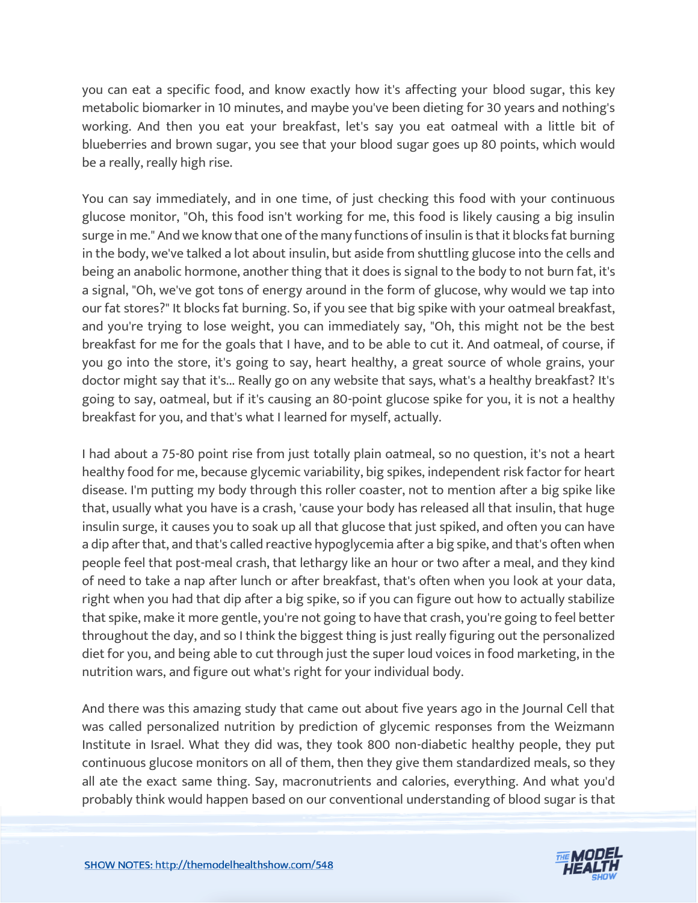you can eat a specific food, and know exactly how it's affecting your blood sugar, this key metabolic biomarker in 10 minutes, and maybe you've been dieting for 30 years and nothing's working. And then you eat your breakfast, let's say you eat oatmeal with a little bit of blueberries and brown sugar, you see that your blood sugar goes up 80 points, which would be a really, really high rise.

You can say immediately, and in one time, of just checking this food with your continuous glucose monitor, "Oh, this food isn't working for me, this food is likely causing a big insulin surge in me." And we know that one of the many functions of insulin is that it blocks fat burning in the body, we've talked a lot about insulin, but aside from shuttling glucose into the cells and being an anabolic hormone, another thing that it does is signal to the body to not burn fat, it's a signal, "Oh, we've got tons of energy around in the form of glucose, why would we tap into our fat stores?" It blocks fat burning. So, if you see that big spike with your oatmeal breakfast, and you're trying to lose weight, you can immediately say, "Oh, this might not be the best breakfast for me for the goals that I have, and to be able to cut it. And oatmeal, of course, if you go into the store, it's going to say, heart healthy, a great source of whole grains, your doctor might say that it's... Really go on any website that says, what's a healthy breakfast? It's going to say, oatmeal, but if it's causing an 80-point glucose spike for you, it is not a healthy breakfast for you, and that's what I learned for myself, actually.

I had about a 75-80 point rise from just totally plain oatmeal, so no question, it's not a heart healthy food for me, because glycemic variability, big spikes, independent risk factor for heart disease. I'm putting my body through this roller coaster, not to mention after a big spike like that, usually what you have is a crash, 'cause your body has released all that insulin, that huge insulin surge, it causes you to soak up all that glucose that just spiked, and often you can have a dip after that, and that's called reactive hypoglycemia after a big spike, and that's often when people feel that post-meal crash, that lethargy like an hour or two after a meal, and they kind of need to take a nap after lunch or after breakfast, that's often when you look at your data, right when you had that dip after a big spike, so if you can figure out how to actually stabilize that spike, make it more gentle, you're not going to have that crash, you're going to feel better throughout the day, and so I think the biggest thing is just really figuring out the personalized diet for you, and being able to cut through just the super loud voices in food marketing, in the nutrition wars, and figure out what's right for your individual body.

And there was this amazing study that came out about five years ago in the Journal Cell that was called personalized nutrition by prediction of glycemic responses from the Weizmann Institute in Israel. What they did was, they took 800 non-diabetic healthy people, they put continuous glucose monitors on all of them, then they give them standardized meals, so they all ate the exact same thing. Say, macronutrients and calories, everything. And what you'd probably think would happen based on our conventional understanding of blood sugar is that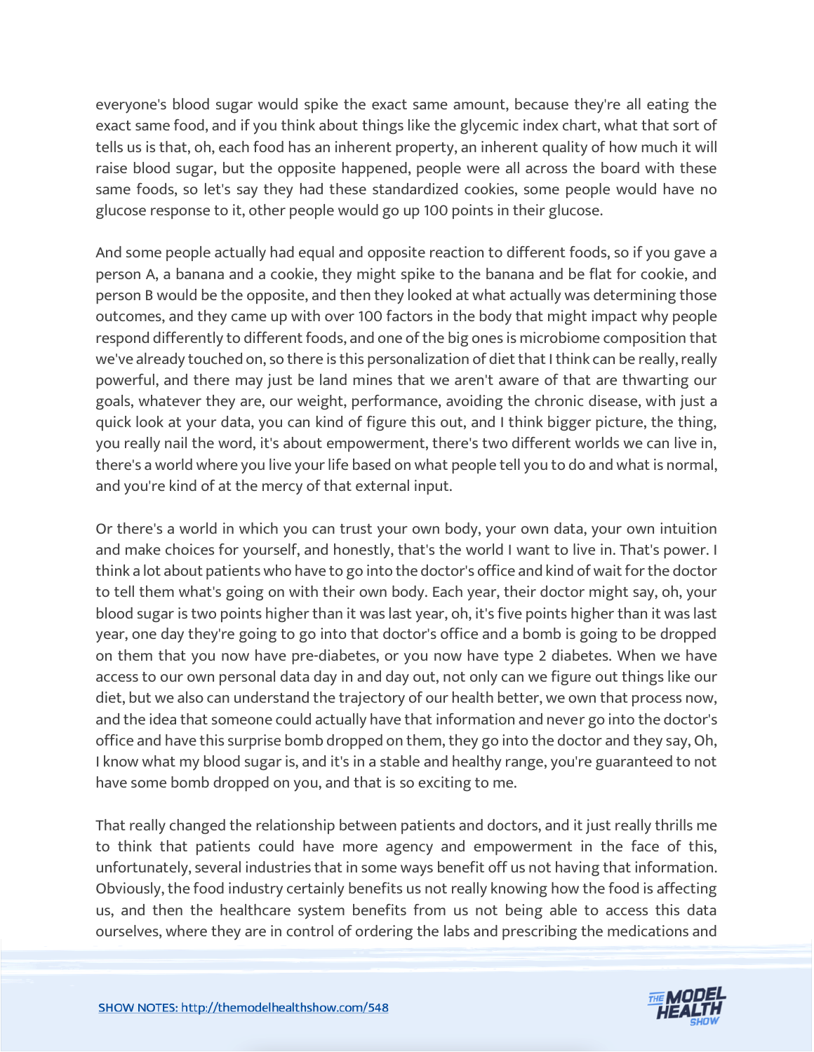everyone's blood sugar would spike the exact same amount, because they're all eating the exact same food, and if you think about things like the glycemic index chart, what that sort of tells us is that, oh, each food has an inherent property, an inherent quality of how much it will raise blood sugar, but the opposite happened, people were all across the board with these same foods, so let's say they had these standardized cookies, some people would have no glucose response to it, other people would go up 100 points in their glucose.

And some people actually had equal and opposite reaction to different foods, so if you gave a person A, a banana and a cookie, they might spike to the banana and be flat for cookie, and person B would be the opposite, and then they looked at what actually was determining those outcomes, and they came up with over 100 factors in the body that might impact why people respond differently to different foods, and one of the big ones is microbiome composition that we've already touched on, so there is this personalization of diet that I think can be really, really powerful, and there may just be land mines that we aren't aware of that are thwarting our goals, whatever they are, our weight, performance, avoiding the chronic disease, with just a quick look at your data, you can kind of figure this out, and I think bigger picture, the thing, you really nail the word, it's about empowerment, there's two different worlds we can live in, there's a world where you live your life based on what people tell you to do and what is normal, and you're kind of at the mercy of that external input.

Or there's a world in which you can trust your own body, your own data, your own intuition and make choices for yourself, and honestly, that's the world I want to live in. That's power. I think a lot about patients who have to go into the doctor's office and kind of wait for the doctor to tell them what's going on with their own body. Each year, their doctor might say, oh, your blood sugar is two points higher than it was last year, oh, it's five points higher than it was last year, one day they're going to go into that doctor's office and a bomb is going to be dropped on them that you now have pre-diabetes, or you now have type 2 diabetes. When we have access to our own personal data day in and day out, not only can we figure out things like our diet, but we also can understand the trajectory of our health better, we own that process now, and the idea that someone could actually have that information and never go into the doctor's office and have this surprise bomb dropped on them, they go into the doctor and they say, Oh, I know what my blood sugar is, and it's in a stable and healthy range, you're guaranteed to not have some bomb dropped on you, and that is so exciting to me.

That really changed the relationship between patients and doctors, and it just really thrills me to think that patients could have more agency and empowerment in the face of this, unfortunately, several industries that in some ways benefit off us not having that information. Obviously, the food industry certainly benefits us not really knowing how the food is affecting us, and then the healthcare system benefits from us not being able to access this data ourselves, where they are in control of ordering the labs and prescribing the medications and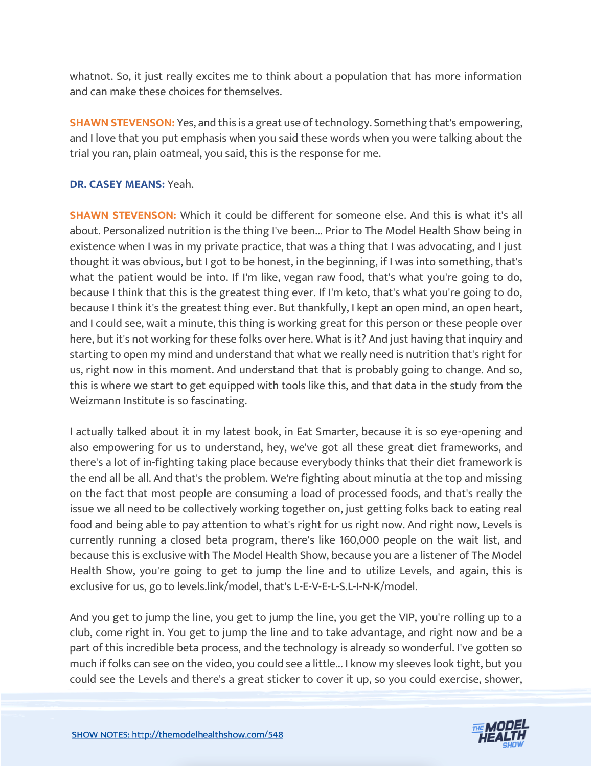whatnot. So, it just really excites me to think about a population that has more information and can make these choices for themselves.

**SHAWN STEVENSON:** Yes, and this is a great use of technology. Something that's empowering, and I love that you put emphasis when you said these words when you were talking about the trial you ran, plain oatmeal, you said, this is the response for me.

**DR. CASEY MEANS:** Yeah.

**SHAWN STEVENSON:** Which it could be different for someone else. And this is what it's all about. Personalized nutrition is the thing I've been... Prior to The Model Health Show being in existence when I was in my private practice, that was a thing that I was advocating, and I just thought it was obvious, but I got to be honest, in the beginning, if I was into something, that's what the patient would be into. If I'm like, vegan raw food, that's what you're going to do, because I think that this is the greatest thing ever. If I'm keto, that's what you're going to do, because I think it's the greatest thing ever. But thankfully, I kept an open mind, an open heart, and I could see, wait a minute, this thing is working great for this person or these people over here, but it's not working for these folks over here. What is it? And just having that inquiry and starting to open my mind and understand that what we really need is nutrition that's right for us, right now in this moment. And understand that that is probably going to change. And so, this is where we start to get equipped with tools like this, and that data in the study from the Weizmann Institute is so fascinating.

I actually talked about it in my latest book, in Eat Smarter, because it is so eye-opening and also empowering for us to understand, hey, we've got all these great diet frameworks, and there's a lot of in-fighting taking place because everybody thinks that their diet framework is the end all be all. And that's the problem. We're fighting about minutia at the top and missing on the fact that most people are consuming a load of processed foods, and that's really the issue we all need to be collectively working together on, just getting folks back to eating real food and being able to pay attention to what's right for us right now. And right now, Levels is currently running a closed beta program, there's like 160,000 people on the wait list, and because this is exclusive with The Model Health Show, because you are a listener of The Model Health Show, you're going to get to jump the line and to utilize Levels, and again, this is exclusive for us, go to levels.link/model, that's L-E-V-E-L-S.L-I-N-K/model.

And you get to jump the line, you get to jump the line, you get the VIP, you're rolling up to a club, come right in. You get to jump the line and to take advantage, and right now and be a part of this incredible beta process, and the technology is already so wonderful. I've gotten so much if folks can see on the video, you could see a little... I know my sleeves look tight, but you could see the Levels and there's a great sticker to cover it up, so you could exercise, shower,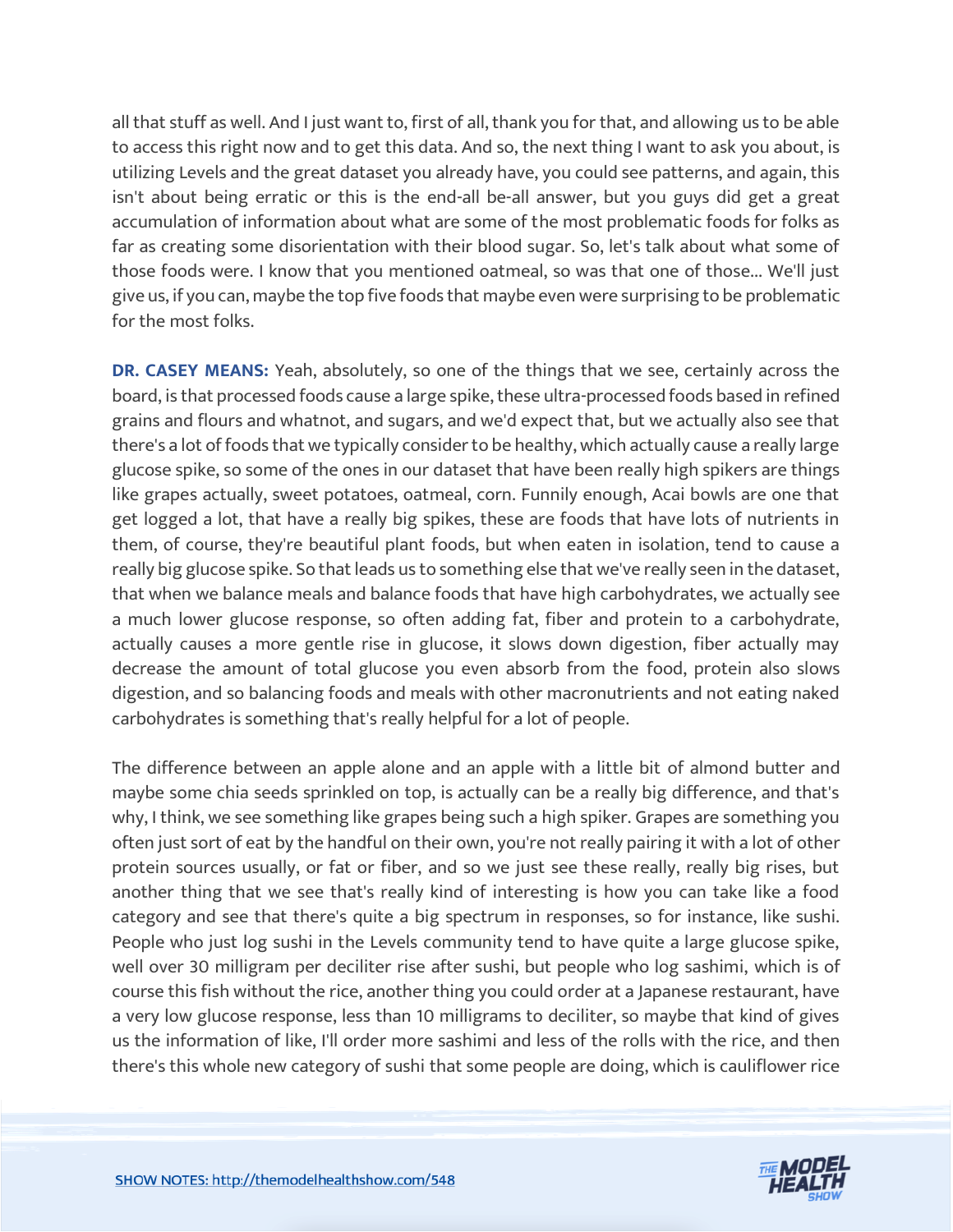all that stuff as well. And I just want to, first of all, thank you for that, and allowing us to be able to access this right now and to get this data. And so, the next thing I want to ask you about, is utilizing Levels and the great dataset you already have, you could see patterns, and again, this isn't about being erratic or this is the end-all be-all answer, but you guys did get a great accumulation of information about what are some of the most problematic foods for folks as far as creating some disorientation with their blood sugar. So, let's talk about what some of those foods were. I know that you mentioned oatmeal, so was that one of those... We'll just give us, if you can, maybe the top five foods that maybe even were surprising to be problematic for the most folks.

**DR. CASEY MEANS:** Yeah, absolutely, so one of the things that we see, certainly across the board, is that processed foods cause a large spike, these ultra-processed foods based in refined grains and flours and whatnot, and sugars, and we'd expect that, but we actually also see that there's a lot of foods that we typically consider to be healthy, which actually cause a really large glucose spike, so some of the ones in our dataset that have been really high spikers are things like grapes actually, sweet potatoes, oatmeal, corn. Funnily enough, Acai bowls are one that get logged a lot, that have a really big spikes, these are foods that have lots of nutrients in them, of course, they're beautiful plant foods, but when eaten in isolation, tend to cause a really big glucose spike. So that leads us to something else that we've really seen in the dataset, that when we balance meals and balance foods that have high carbohydrates, we actually see a much lower glucose response, so often adding fat, fiber and protein to a carbohydrate, actually causes a more gentle rise in glucose, it slows down digestion, fiber actually may decrease the amount of total glucose you even absorb from the food, protein also slows digestion, and so balancing foods and meals with other macronutrients and not eating naked carbohydrates is something that's really helpful for a lot of people.

The difference between an apple alone and an apple with a little bit of almond butter and maybe some chia seeds sprinkled on top, is actually can be a really big difference, and that's why, I think, we see something like grapes being such a high spiker. Grapes are something you often just sort of eat by the handful on their own, you're not really pairing it with a lot of other protein sources usually, or fat or fiber, and so we just see these really, really big rises, but another thing that we see that's really kind of interesting is how you can take like a food category and see that there's quite a big spectrum in responses, so for instance, like sushi. People who just log sushi in the Levels community tend to have quite a large glucose spike, well over 30 milligram per deciliter rise after sushi, but people who log sashimi, which is of course this fish without the rice, another thing you could order at a Japanese restaurant, have a very low glucose response, less than 10 milligrams to deciliter, so maybe that kind of gives us the information of like, I'll order more sashimi and less of the rolls with the rice, and then there's this whole new category of sushi that some people are doing, which is cauliflower rice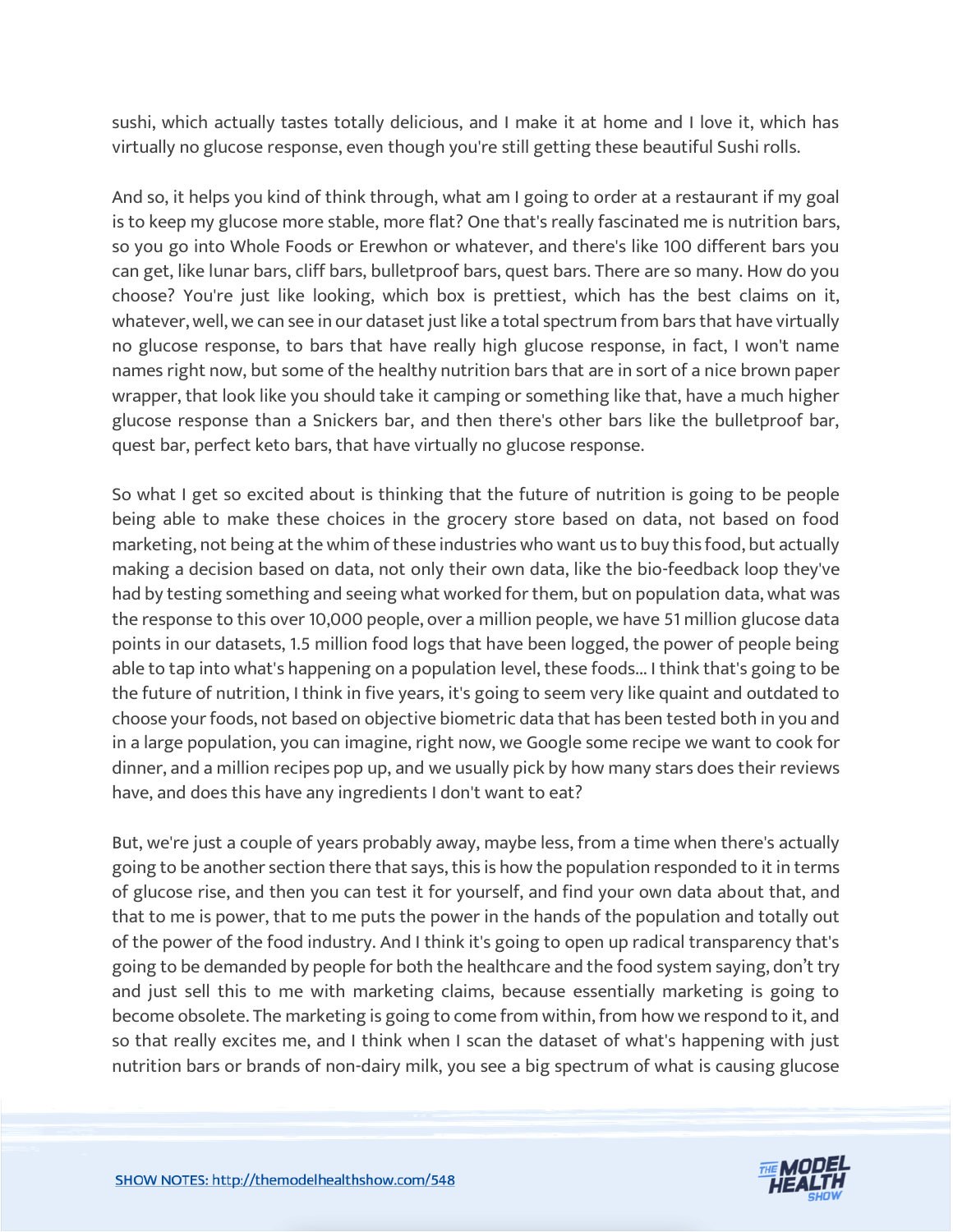sushi, which actually tastes totally delicious, and I make it at home and I love it, which has virtually no glucose response, even though you're still getting these beautiful Sushi rolls.

And so, it helps you kind of think through, what am I going to order at a restaurant if my goal is to keep my glucose more stable, more flat? One that's really fascinated me is nutrition bars, so you go into Whole Foods or Erewhon or whatever, and there's like 100 different bars you can get, like lunar bars, cliff bars, bulletproof bars, quest bars. There are so many. How do you choose? You're just like looking, which box is prettiest, which has the best claims on it, whatever, well, we can see in our dataset just like a total spectrum from bars that have virtually no glucose response, to bars that have really high glucose response, in fact, I won't name names right now, but some of the healthy nutrition bars that are in sort of a nice brown paper wrapper, that look like you should take it camping or something like that, have a much higher glucose response than a Snickers bar, and then there's other bars like the bulletproof bar, quest bar, perfect keto bars, that have virtually no glucose response.

So what I get so excited about is thinking that the future of nutrition is going to be people being able to make these choices in the grocery store based on data, not based on food marketing, not being at the whim of these industries who want us to buy this food, but actually making a decision based on data, not only their own data, like the bio-feedback loop they've had by testing something and seeing what worked for them, but on population data, what was the response to this over 10,000 people, over a million people, we have 51 million glucose data points in our datasets, 1.5 million food logs that have been logged, the power of people being able to tap into what's happening on a population level, these foods... I think that's going to be the future of nutrition, I think in five years, it's going to seem very like quaint and outdated to choose your foods, not based on objective biometric data that has been tested both in you and in a large population, you can imagine, right now, we Google some recipe we want to cook for dinner, and a million recipes pop up, and we usually pick by how many stars does their reviews have, and does this have any ingredients I don't want to eat?

But, we're just a couple of years probably away, maybe less, from a time when there's actually going to be another section there that says, this is how the population responded to it in terms of glucose rise, and then you can test it for yourself, and find your own data about that, and that to me is power, that to me puts the power in the hands of the population and totally out of the power of the food industry. And I think it's going to open up radical transparency that's going to be demanded by people for both the healthcare and the food system saying, don't try and just sell this to me with marketing claims, because essentially marketing is going to become obsolete. The marketing is going to come from within, from how we respond to it, and so that really excites me, and I think when I scan the dataset of what's happening with just nutrition bars or brands of non-dairy milk, you see a big spectrum of what is causing glucose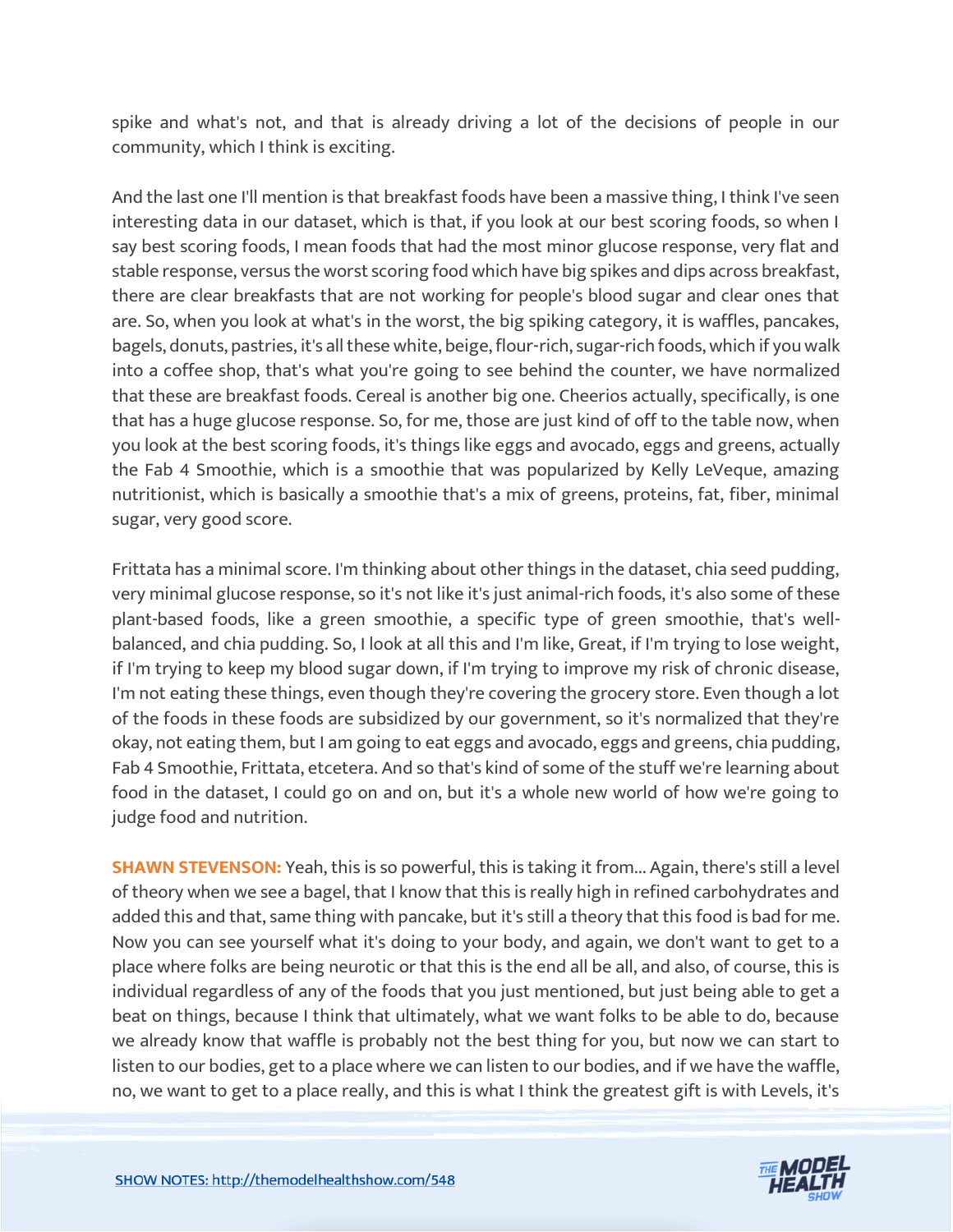spike and what's not, and that is already driving a lot of the decisions of people in our community, which I think is exciting.

And the last one I'll mention is that breakfast foods have been a massive thing, I think I've seen interesting data in our dataset, which is that, if you look at our best scoring foods, so when I say best scoring foods, I mean foods that had the most minor glucose response, very flat and stable response, versus the worst scoring food which have big spikes and dips across breakfast, there are clear breakfasts that are not working for people's blood sugar and clear ones that are. So, when you look at what's in the worst, the big spiking category, it is waffles, pancakes, bagels, donuts, pastries, it's all these white, beige, flour-rich, sugar-rich foods, which if you walk into a coffee shop, that's what you're going to see behind the counter, we have normalized that these are breakfast foods. Cereal is another big one. Cheerios actually, specifically, is one that has a huge glucose response. So, for me, those are just kind of off to the table now, when you look at the best scoring foods, it's things like eggs and avocado, eggs and greens, actually the Fab 4 Smoothie, which is a smoothie that was popularized by Kelly LeVeque, amazing nutritionist, which is basically a smoothie that's a mix of greens, proteins, fat, fiber, minimal sugar, very good score.

Frittata has a minimal score. I'm thinking about other things in the dataset, chia seed pudding, very minimal glucose response, so it's not like it's just animal-rich foods, it's also some of these plant-based foods, like a green smoothie, a specific type of green smoothie, that's well-balanced, and chia pudding. So, I look at all this and I'm like, Great, if I'm trying to lose weight, if I'm trying to keep my blood sugar down, if I'm trying to improve my risk of chronic disease, I'm not eating these things, even though they're covering the grocery store. Even though a lot of the foods in these foods are subsidized by our government, so it's normalized that they're okay, not eating them, but I am going to eat eggs and avocado, eggs and greens, chia pudding, Fab 4 Smoothie, Frittata, etcetera. And so that's kind of some of the stuff we're learning about food in the dataset, I could go on and on, but it's a whole new world of how we're going to judge food and nutrition.

**SHAWN STEVENSON:** Yeah, this is so powerful, this is taking it from... Again, there's still a level of theory when we see a bagel, that I know that this is really high in refined carbohydrates and added this and that, same thing with pancake, but it's still a theory that this food is bad for me. Now you can see yourself what it's doing to your body, and again, we don't want to get to a place where folks are being neurotic or that this is the end all be all, and also, of course, this is individual regardless of any of the foods that you just mentioned, but just being able to get a beat on things, because I think that ultimately, what we want folks to be able to do, because we already know that waffle is probably not the best thing for you, but now we can start to listen to our bodies, get to a place where we can listen to our bodies, and if we have the waffle, no, we want to get to a place really, and this is what I think the greatest gift is with Levels, it's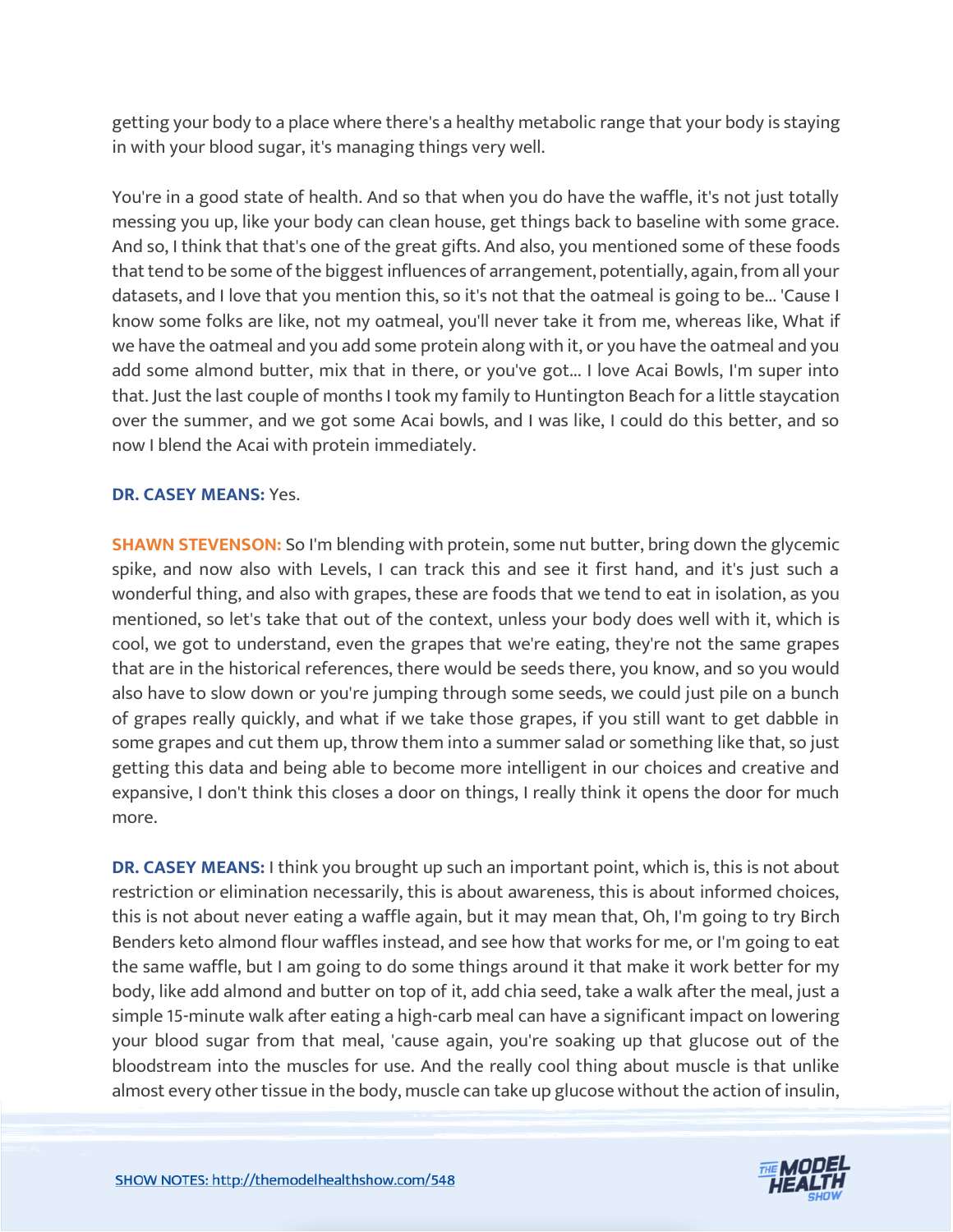getting your body to a place where there's a healthy metabolic range that your body is staying in with your blood sugar, it's managing things very well.

You're in a good state of health. And so that when you do have the waffle, it's not just totally messing you up, like your body can clean house, get things back to baseline with some grace. And so, I think that that's one of the great gifts. And also, you mentioned some of these foods that tend to be some of the biggest influences of arrangement, potentially, again, from all your datasets, and I love that you mention this, so it's not that the oatmeal is going to be... 'Cause I know some folks are like, not my oatmeal, you'll never take it from me, whereas like, What if we have the oatmeal and you add some protein along with it, or you have the oatmeal and you add some almond butter, mix that in there, or you've got... I love Acai Bowls, I'm super into that. Just the last couple of months I took my family to Huntington Beach for a little staycation over the summer, and we got some Acai bowls, and I was like, I could do this better, and so now I blend the Acai with protein immediately.

**DR. CASEY MEANS:** Yes.

**SHAWN STEVENSON:** So I'm blending with protein, some nut butter, bring down the glycemic spike, and now also with Levels, I can track this and see it first hand, and it's just such a wonderful thing, and also with grapes, these are foods that we tend to eat in isolation, as you mentioned, so let's take that out of the context, unless your body does well with it, which is cool, we got to understand, even the grapes that we're eating, they're not the same grapes that are in the historical references, there would be seeds there, you know, and so you would also have to slow down or you're jumping through some seeds, we could just pile on a bunch of grapes really quickly, and what if we take those grapes, if you still want to get dabble in some grapes and cut them up, throw them into a summer salad or something like that, so just getting this data and being able to become more intelligent in our choices and creative and expansive, I don't think this closes a door on things, I really think it opens the door for much more.

**DR. CASEY MEANS:** I think you brought up such an important point, which is, this is not about restriction or elimination necessarily, this is about awareness, this is about informed choices, this is not about never eating a waffle again, but it may mean that, Oh, I'm going to try Birch Benders keto almond flour waffles instead, and see how that works for me, or I'm going to eat the same waffle, but I am going to do some things around it that make it work better for my body, like add almond and butter on top of it, add chia seed, take a walk after the meal, just a simple 15-minute walk after eating a high-carb meal can have a significant impact on lowering your blood sugar from that meal, 'cause again, you're soaking up that glucose out of the bloodstream into the muscles for use. And the really cool thing about muscle is that unlike almost every other tissue in the body, muscle can take up glucose without the action of insulin,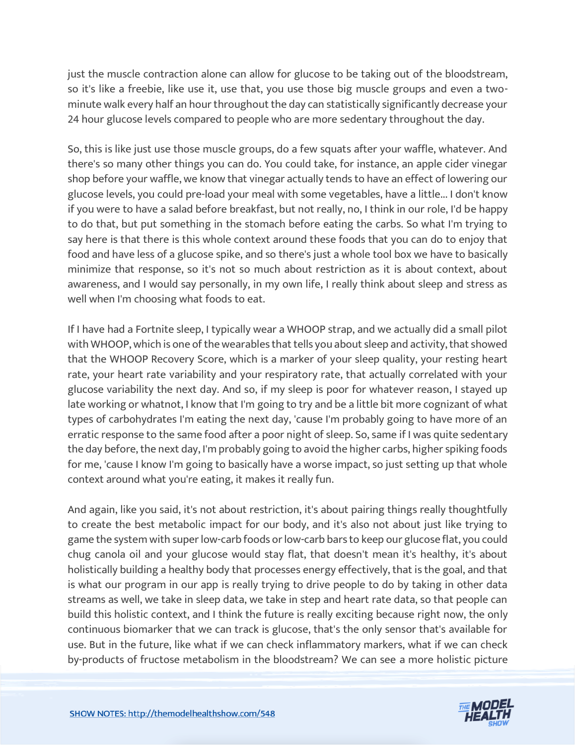just the muscle contraction alone can allow for glucose to be taking out of the bloodstream, so it's like a freebie, like use it, use that, you use those big muscle groups and even a two-minute walk every half an hour throughout the day can statistically significantly decrease your 24 hour glucose levels compared to people who are more sedentary throughout the day.

So, this is like just use those muscle groups, do a few squats after your waffle, whatever. And there's so many other things you can do. You could take, for instance, an apple cider vinegar shop before your waffle, we know that vinegar actually tends to have an effect of lowering our glucose levels, you could pre-load your meal with some vegetables, have a little... I don't know if you were to have a salad before breakfast, but not really, no, I think in our role, I'd be happy to do that, but put something in the stomach before eating the carbs. So what I'm trying to say here is that there is this whole context around these foods that you can do to enjoy that food and have less of a glucose spike, and so there's just a whole tool box we have to basically minimize that response, so it's not so much about restriction as it is about context, about awareness, and I would say personally, in my own life, I really think about sleep and stress as well when I'm choosing what foods to eat.

If I have had a Fortnite sleep, I typically wear a WHOOP strap, and we actually did a small pilot with WHOOP, which is one of the wearables that tells you about sleep and activity, that showed that the WHOOP Recovery Score, which is a marker of your sleep quality, your resting heart rate, your heart rate variability and your respiratory rate, that actually correlated with your glucose variability the next day. And so, if my sleep is poor for whatever reason, I stayed up late working or whatnot, I know that I'm going to try and be a little bit more cognizant of what types of carbohydrates I'm eating the next day, 'cause I'm probably going to have more of an erratic response to the same food after a poor night of sleep. So, same if I was quite sedentary the day before, the next day, I'm probably going to avoid the higher carbs, higher spiking foods for me, 'cause I know I'm going to basically have a worse impact, so just setting up that whole context around what you're eating, it makes it really fun.

And again, like you said, it's not about restriction, it's about pairing things really thoughtfully to create the best metabolic impact for our body, and it's also not about just like trying to game the system with super low-carb foods or low-carb bars to keep our glucose flat, you could chug canola oil and your glucose would stay flat, that doesn't mean it's healthy, it's about holistically building a healthy body that processes energy effectively, that is the goal, and that is what our program in our app is really trying to drive people to do by taking in other data streams as well, we take in sleep data, we take in step and heart rate data, so that people can build this holistic context, and I think the future is really exciting because right now, the only continuous biomarker that we can track is glucose, that's the only sensor that's available for use. But in the future, like what if we can check inflammatory markers, what if we can check by-products of fructose metabolism in the bloodstream? We can see a more holistic picture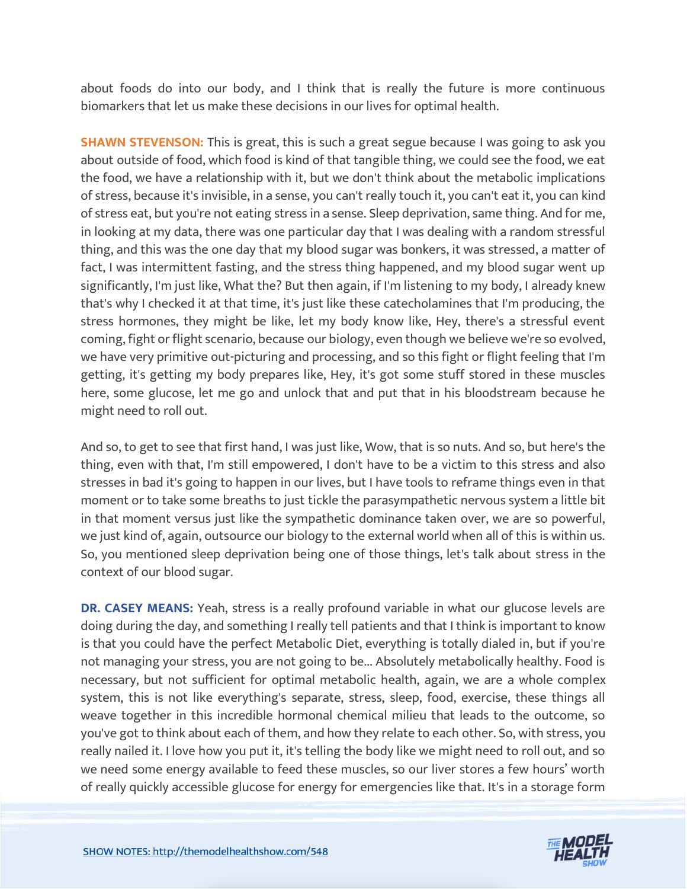about foods do into our body, and I think that is really the future is more continuous biomarkers that let us make these decisions in our lives for optimal health.

**SHAWN STEVENSON:** This is great, this is such a great segue because I was going to ask you about outside of food, which food is kind of that tangible thing, we could see the food, we eat the food, we have a relationship with it, but we don't think about the metabolic implications of stress, because it's invisible, in a sense, you can't really touch it, you can't eat it, you can kind of stress eat, but you're not eating stress in a sense. Sleep deprivation, same thing. And for me, in looking at my data, there was one particular day that I was dealing with a random stressful thing, and this was the one day that my blood sugar was bonkers, it was stressed, a matter of fact, I was intermittent fasting, and the stress thing happened, and my blood sugar went up significantly, I'm just like, What the? But then again, if I'm listening to my body, I already knew that's why I checked it at that time, it's just like these catecholamines that I'm producing, the stress hormones, they might be like, let my body know like, Hey, there's a stressful event coming, fight or flight scenario, because our biology, even though we believe we're so evolved, we have very primitive out-picturing and processing, and so this fight or flight feeling that I'm getting, it's getting my body prepares like, Hey, it's got some stuff stored in these muscles here, some glucose, let me go and unlock that and put that in his bloodstream because he might need to roll out.

And so, to get to see that first hand, I was just like, Wow, that is so nuts. And so, but here's the thing, even with that, I'm still empowered, I don't have to be a victim to this stress and also stresses in bad it's going to happen in our lives, but I have tools to reframe things even in that moment or to take some breaths to just tickle the parasympathetic nervous system a little bit in that moment versus just like the sympathetic dominance taken over, we are so powerful, we just kind of, again, outsource our biology to the external world when all of this is within us. So, you mentioned sleep deprivation being one of those things, let's talk about stress in the context of our blood sugar.

**DR. CASEY MEANS:** Yeah, stress is a really profound variable in what our glucose levels are doing during the day, and something I really tell patients and that I think is important to know is that you could have the perfect Metabolic Diet, everything is totally dialed in, but if you're not managing your stress, you are not going to be... Absolutely metabolically healthy. Food is necessary, but not sufficient for optimal metabolic health, again, we are a whole complex system, this is not like everything's separate, stress, sleep, food, exercise, these things all weave together in this incredible hormonal chemical milieu that leads to the outcome, so you've got to think about each of them, and how they relate to each other. So, with stress, you really nailed it. I love how you put it, it's telling the body like we might need to roll out, and so we need some energy available to feed these muscles, so our liver stores a few hours' worth of really quickly accessible glucose for energy for emergencies like that. It's in a storage form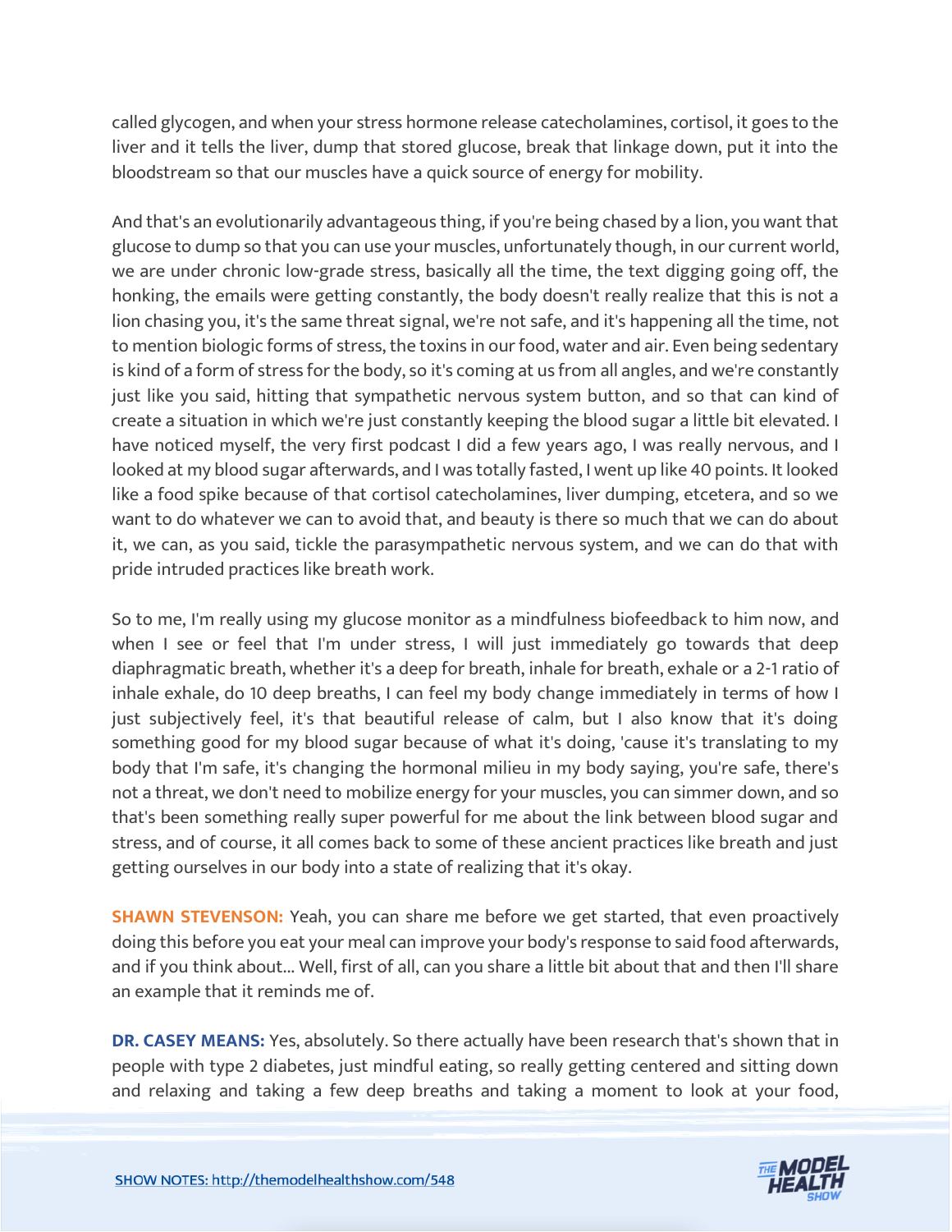called glycogen, and when your stress hormone release catecholamines, cortisol, it goes to the liver and it tells the liver, dump that stored glucose, break that linkage down, put it into the bloodstream so that our muscles have a quick source of energy for mobility.

And that's an evolutionarily advantageous thing, if you're being chased by a lion, you want that glucose to dump so that you can use your muscles, unfortunately though, in our current world, we are under chronic low-grade stress, basically all the time, the text digging going off, the honking, the emails were getting constantly, the body doesn't really realize that this is not a lion chasing you, it's the same threat signal, we're not safe, and it's happening all the time, not to mention biologic forms of stress, the toxins in our food, water and air. Even being sedentary is kind of a form of stress for the body, so it's coming at us from all angles, and we're constantly just like you said, hitting that sympathetic nervous system button, and so that can kind of create a situation in which we're just constantly keeping the blood sugar a little bit elevated. I have noticed myself, the very first podcast I did a few years ago, I was really nervous, and I looked at my blood sugar afterwards, and I was totally fasted, I went up like 40 points. It looked like a food spike because of that cortisol catecholamines, liver dumping, etcetera, and so we want to do whatever we can to avoid that, and beauty is there so much that we can do about it, we can, as you said, tickle the parasympathetic nervous system, and we can do that with pride intruded practices like breath work.

So to me, I'm really using my glucose monitor as a mindfulness biofeedback to him now, and when I see or feel that I'm under stress, I will just immediately go towards that deep diaphragmatic breath, whether it's a deep for breath, inhale for breath, exhale or a 2-1 ratio of inhale exhale, do 10 deep breaths, I can feel my body change immediately in terms of how I just subjectively feel, it's that beautiful release of calm, but I also know that it's doing something good for my blood sugar because of what it's doing, 'cause it's translating to my body that I'm safe, it's changing the hormonal milieu in my body saying, you're safe, there's not a threat, we don't need to mobilize energy for your muscles, you can simmer down, and so that's been something really super powerful for me about the link between blood sugar and stress, and of course, it all comes back to some of these ancient practices like breath and just getting ourselves in our body into a state of realizing that it's okay.

**SHAWN STEVENSON:** Yeah, you can share me before we get started, that even proactively doing this before you eat your meal can improve your body's response to said food afterwards, and if you think about... Well, first of all, can you share a little bit about that and then I'll share an example that it reminds me of.

**DR. CASEY MEANS:** Yes, absolutely. So there actually have been research that's shown that in people with type 2 diabetes, just mindful eating, so really getting centered and sitting down and relaxing and taking a few deep breaths and taking a moment to look at your food,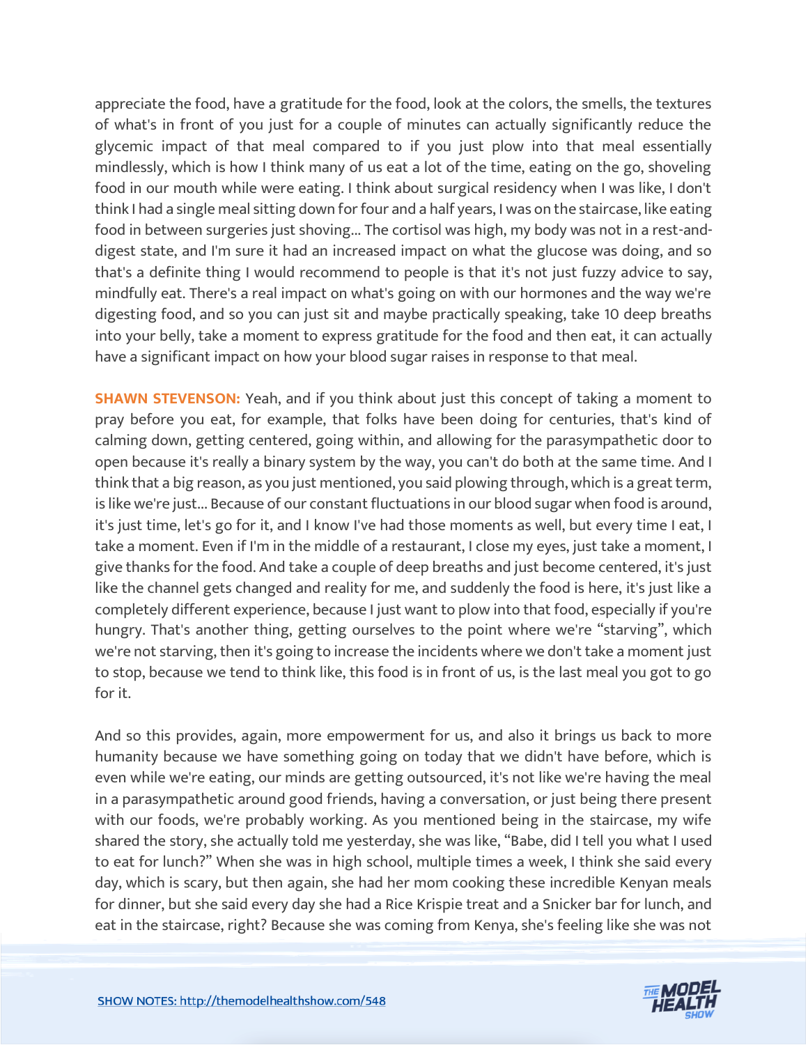appreciate the food, have a gratitude for the food, look at the colors, the smells, the textures of what's in front of you just for a couple of minutes can actually significantly reduce the glycemic impact of that meal compared to if you just plow into that meal essentially mindlessly, which is how I think many of us eat a lot of the time, eating on the go, shoveling food in our mouth while were eating. I think about surgical residency when I was like, I don't think I had a single meal sitting down for four and a half years, I was on the staircase, like eating food in between surgeries just shoving... The cortisol was high, my body was not in a rest-and-digest state, and I'm sure it had an increased impact on what the glucose was doing, and so that's a definite thing I would recommend to people is that it's not just fuzzy advice to say, mindfully eat. There's a real impact on what's going on with our hormones and the way we're digesting food, and so you can just sit and maybe practically speaking, take 10 deep breaths into your belly, take a moment to express gratitude for the food and then eat, it can actually have a significant impact on how your blood sugar raises in response to that meal.

**SHAWN STEVENSON:** Yeah, and if you think about just this concept of taking a moment to pray before you eat, for example, that folks have been doing for centuries, that's kind of calming down, getting centered, going within, and allowing for the parasympathetic door to open because it's really a binary system by the way, you can't do both at the same time. And I think that a big reason, as you just mentioned, you said plowing through, which is a great term, is like we're just... Because of our constant fluctuations in our blood sugar when food is around, it's just time, let's go for it, and I know I've had those moments as well, but every time I eat, I take a moment. Even if I'm in the middle of a restaurant, I close my eyes, just take a moment, I give thanks for the food. And take a couple of deep breaths and just become centered, it's just like the channel gets changed and reality for me, and suddenly the food is here, it's just like a completely different experience, because I just want to plow into that food, especially if you're hungry. That's another thing, getting ourselves to the point where we're "starving", which we're not starving, then it's going to increase the incidents where we don't take a moment just to stop, because we tend to think like, this food is in front of us, is the last meal you got to go for it.

And so this provides, again, more empowerment for us, and also it brings us back to more humanity because we have something going on today that we didn't have before, which is even while we're eating, our minds are getting outsourced, it's not like we're having the meal in a parasympathetic around good friends, having a conversation, or just being there present with our foods, we're probably working. As you mentioned being in the staircase, my wife shared the story, she actually told me yesterday, she was like, "Babe, did I tell you what I used to eat for lunch?" When she was in high school, multiple times a week, I think she said every day, which is scary, but then again, she had her mom cooking these incredible Kenyan meals for dinner, but she said every day she had a Rice Krispie treat and a Snicker bar for lunch, and eat in the staircase, right? Because she was coming from Kenya, she's feeling like she was not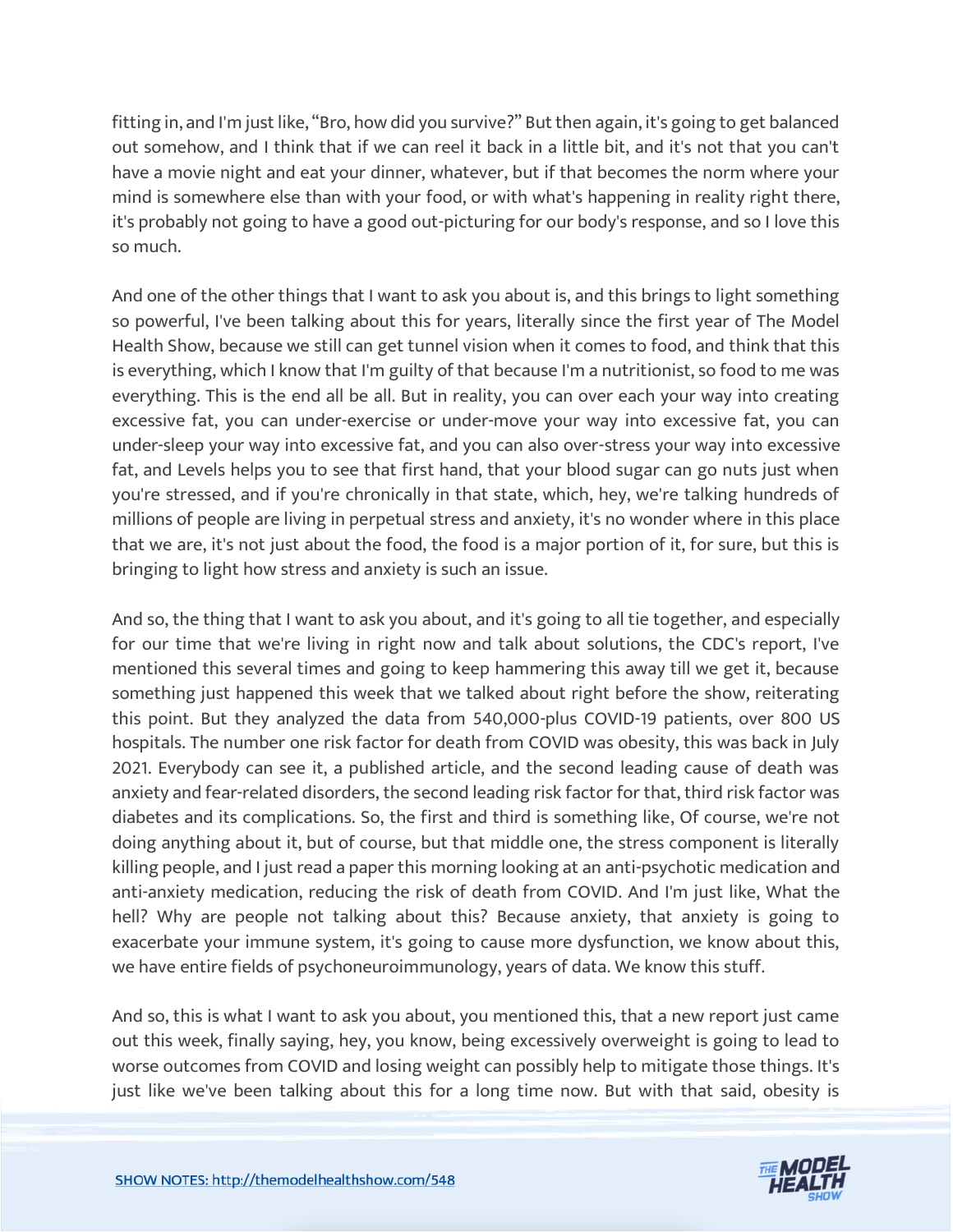fitting in, and I'm just like, "Bro, how did you survive?" But then again, it's going to get balanced out somehow, and I think that if we can reel it back in a little bit, and it's not that you can't have a movie night and eat your dinner, whatever, but if that becomes the norm where your mind is somewhere else than with your food, or with what's happening in reality right there, it's probably not going to have a good out-picturing for our body's response, and so I love this so much.

And one of the other things that I want to ask you about is, and this brings to light something so powerful, I've been talking about this for years, literally since the first year of The Model Health Show, because we still can get tunnel vision when it comes to food, and think that this is everything, which I know that I'm guilty of that because I'm a nutritionist, so food to me was everything. This is the end all be all. But in reality, you can over each your way into creating excessive fat, you can under-exercise or under-move your way into excessive fat, you can under-sleep your way into excessive fat, and you can also over-stress your way into excessive fat, and Levels helps you to see that first hand, that your blood sugar can go nuts just when you're stressed, and if you're chronically in that state, which, hey, we're talking hundreds of millions of people are living in perpetual stress and anxiety, it's no wonder where in this place that we are, it's not just about the food, the food is a major portion of it, for sure, but this is bringing to light how stress and anxiety is such an issue.

And so, the thing that I want to ask you about, and it's going to all tie together, and especially for our time that we're living in right now and talk about solutions, the CDC's report, I've mentioned this several times and going to keep hammering this away till we get it, because something just happened this week that we talked about right before the show, reiterating this point. But they analyzed the data from 540,000-plus COVID-19 patients, over 800 US hospitals. The number one risk factor for death from COVID was obesity, this was back in July 2021. Everybody can see it, a published article, and the second leading cause of death was anxiety and fear-related disorders, the second leading risk factor for that, third risk factor was diabetes and its complications. So, the first and third is something like, Of course, we're not doing anything about it, but of course, but that middle one, the stress component is literally killing people, and I just read a paper this morning looking at an anti-psychotic medication and anti-anxiety medication, reducing the risk of death from COVID. And I'm just like, What the hell? Why are people not talking about this? Because anxiety, that anxiety is going to exacerbate your immune system, it's going to cause more dysfunction, we know about this, we have entire fields of psychoneuroimmunology, years of data. We know this stuff.

And so, this is what I want to ask you about, you mentioned this, that a new report just came out this week, finally saying, hey, you know, being excessively overweight is going to lead to worse outcomes from COVID and losing weight can possibly help to mitigate those things. It's just like we've been talking about this for a long time now. But with that said, obesity is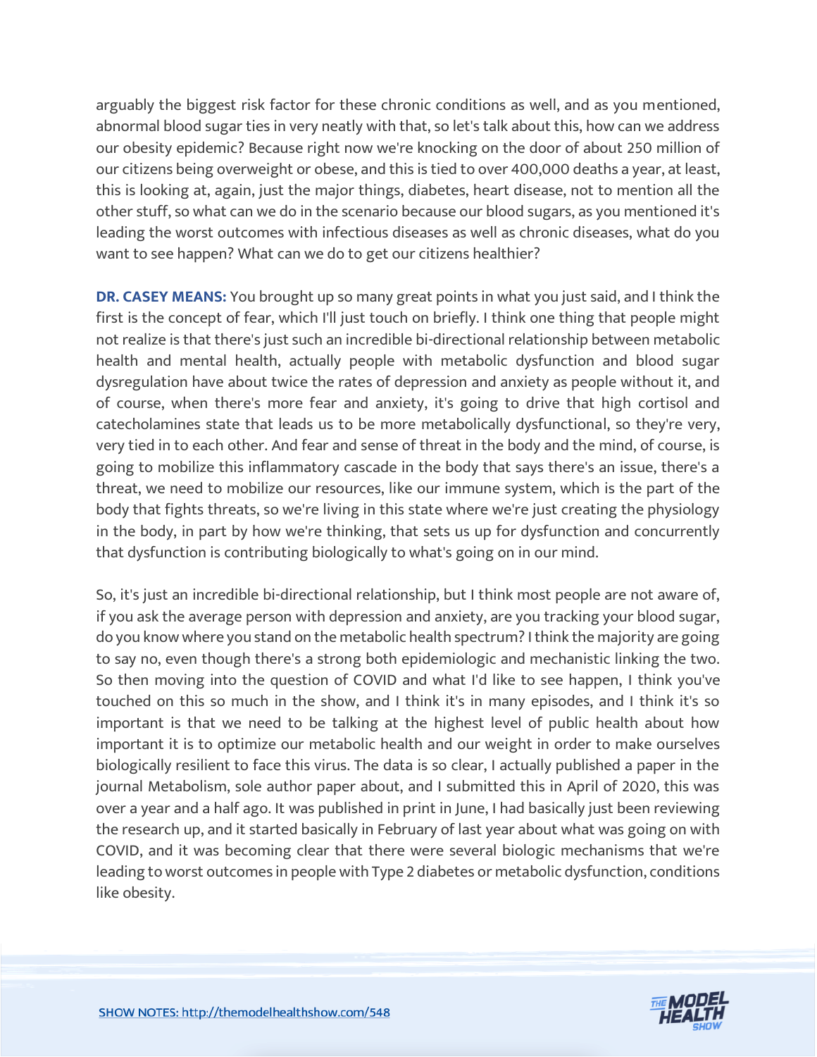arguably the biggest risk factor for these chronic conditions as well, and as you mentioned, abnormal blood sugar ties in very neatly with that, so let's talk about this, how can we address our obesity epidemic? Because right now we're knocking on the door of about 250 million of our citizens being overweight or obese, and this is tied to over 400,000 deaths a year, at least, this is looking at, again, just the major things, diabetes, heart disease, not to mention all the other stuff, so what can we do in the scenario because our blood sugars, as you mentioned it's leading the worst outcomes with infectious diseases as well as chronic diseases, what do you want to see happen? What can we do to get our citizens healthier?

**DR. CASEY MEANS:** You brought up so many great points in what you just said, and I think the first is the concept of fear, which I'll just touch on briefly. I think one thing that people might not realize is that there's just such an incredible bi-directional relationship between metabolic health and mental health, actually people with metabolic dysfunction and blood sugar dysregulation have about twice the rates of depression and anxiety as people without it, and of course, when there's more fear and anxiety, it's going to drive that high cortisol and catecholamines state that leads us to be more metabolically dysfunctional, so they're very, very tied in to each other. And fear and sense of threat in the body and the mind, of course, is going to mobilize this inflammatory cascade in the body that says there's an issue, there's a threat, we need to mobilize our resources, like our immune system, which is the part of the body that fights threats, so we're living in this state where we're just creating the physiology in the body, in part by how we're thinking, that sets us up for dysfunction and concurrently that dysfunction is contributing biologically to what's going on in our mind.

So, it's just an incredible bi-directional relationship, but I think most people are not aware of, if you ask the average person with depression and anxiety, are you tracking your blood sugar, do you know where you stand on the metabolic health spectrum? I think the majority are going to say no, even though there's a strong both epidemiologic and mechanistic linking the two. So then moving into the question of COVID and what I'd like to see happen, I think you've touched on this so much in the show, and I think it's in many episodes, and I think it's so important is that we need to be talking at the highest level of public health about how important it is to optimize our metabolic health and our weight in order to make ourselves biologically resilient to face this virus. The data is so clear, I actually published a paper in the journal Metabolism, sole author paper about, and I submitted this in April of 2020, this was over a year and a half ago. It was published in print in June, I had basically just been reviewing the research up, and it started basically in February of last year about what was going on with COVID, and it was becoming clear that there were several biologic mechanisms that we're leading to worst outcomes in people with Type 2 diabetes or metabolic dysfunction, conditions like obesity.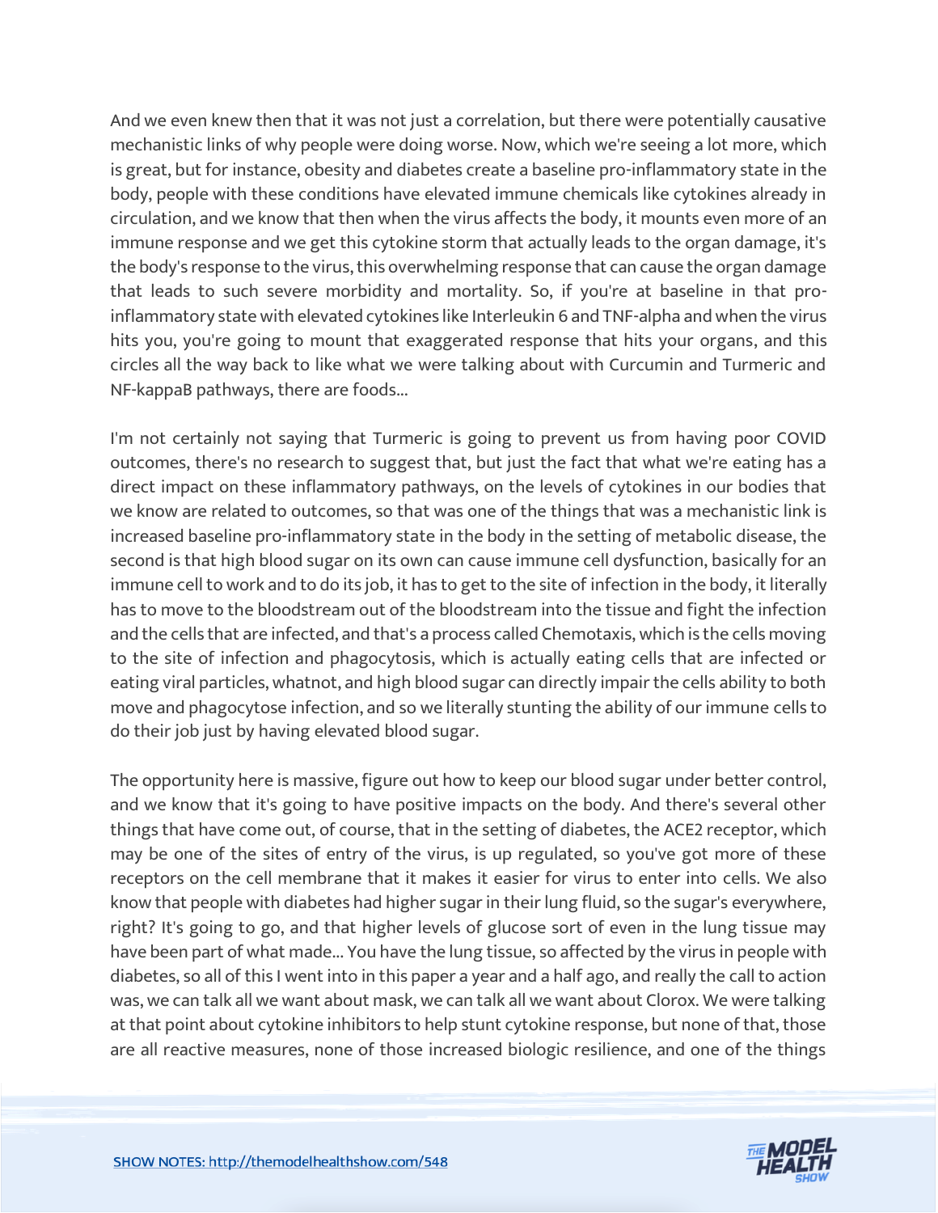And we even knew then that it was not just a correlation, but there were potentially causative mechanistic links of why people were doing worse. Now, which we're seeing a lot more, which is great, but for instance, obesity and diabetes create a baseline pro-inflammatory state in the body, people with these conditions have elevated immune chemicals like cytokines already in circulation, and we know that then when the virus affects the body, it mounts even more of an immune response and we get this cytokine storm that actually leads to the organ damage, it's the body's response to the virus, this overwhelming response that can cause the organ damage that leads to such severe morbidity and mortality. So, if you're at baseline in that pro-inflammatory state with elevated cytokines like Interleukin 6 and TNF-alpha and when the virus hits you, you're going to mount that exaggerated response that hits your organs, and this circles all the way back to like what we were talking about with Curcumin and Turmeric and NF-kappaB pathways, there are foods...

I'm not certainly not saying that Turmeric is going to prevent us from having poor COVID outcomes, there's no research to suggest that, but just the fact that what we're eating has a direct impact on these inflammatory pathways, on the levels of cytokines in our bodies that we know are related to outcomes, so that was one of the things that was a mechanistic link is increased baseline pro-inflammatory state in the body in the setting of metabolic disease, the second is that high blood sugar on its own can cause immune cell dysfunction, basically for an immune cell to work and to do its job, it has to get to the site of infection in the body, it literally has to move to the bloodstream out of the bloodstream into the tissue and fight the infection and the cells that are infected, and that's a process called Chemotaxis, which is the cells moving to the site of infection and phagocytosis, which is actually eating cells that are infected or eating viral particles, whatnot, and high blood sugar can directly impair the cells ability to both move and phagocytose infection, and so we literally stunting the ability of our immune cells to do their job just by having elevated blood sugar.

The opportunity here is massive, figure out how to keep our blood sugar under better control, and we know that it's going to have positive impacts on the body. And there's several other things that have come out, of course, that in the setting of diabetes, the ACE2 receptor, which may be one of the sites of entry of the virus, is up regulated, so you've got more of these receptors on the cell membrane that it makes it easier for virus to enter into cells. We also know that people with diabetes had higher sugar in their lung fluid, so the sugar's everywhere, right? It's going to go, and that higher levels of glucose sort of even in the lung tissue may have been part of what made... You have the lung tissue, so affected by the virus in people with diabetes, so all of this I went into in this paper a year and a half ago, and really the call to action was, we can talk all we want about mask, we can talk all we want about Clorox. We were talking at that point about cytokine inhibitors to help stunt cytokine response, but none of that, those are all reactive measures, none of those increased biologic resilience, and one of the things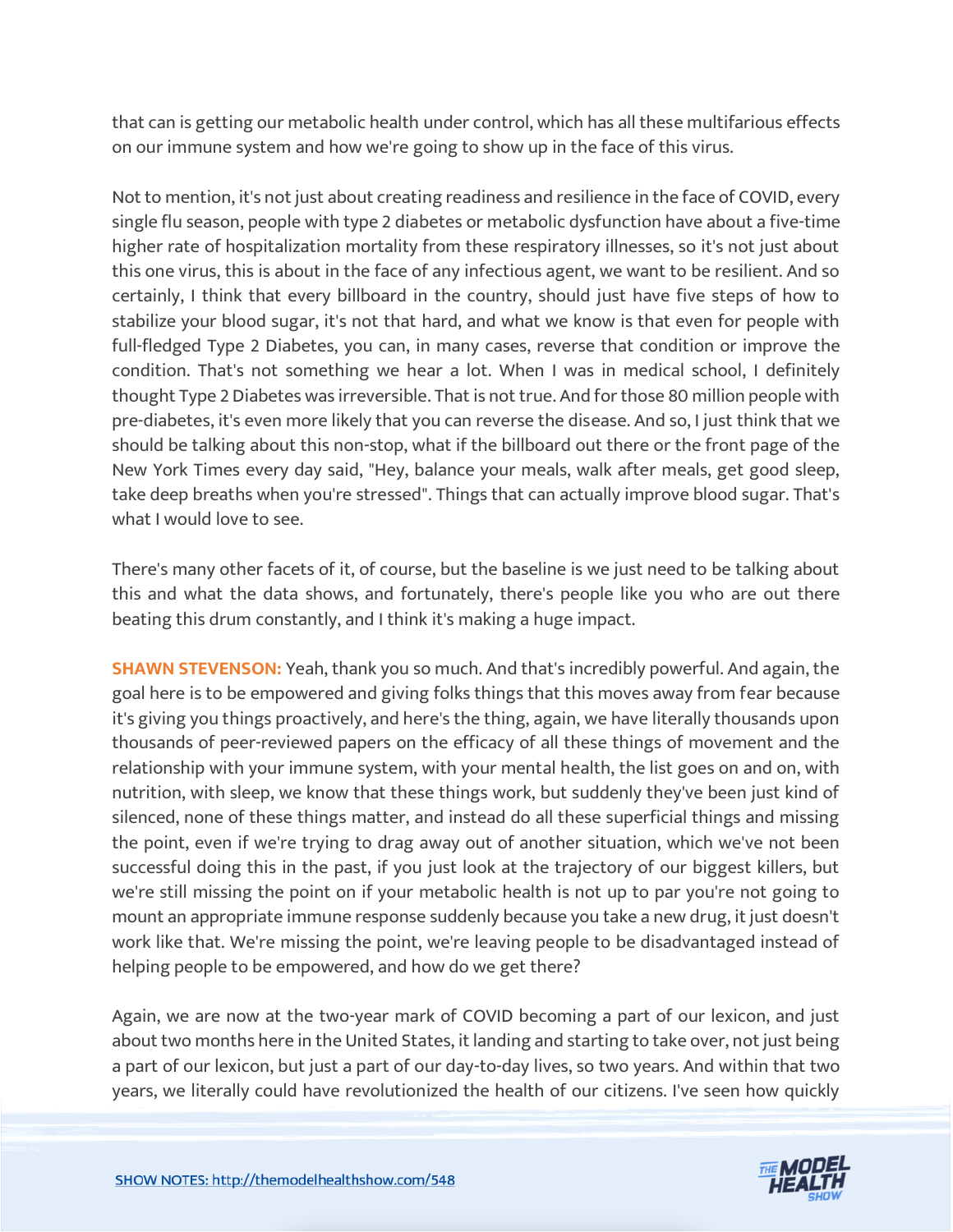that can is getting our metabolic health under control, which has all these multifarious effects on our immune system and how we're going to show up in the face of this virus.

Not to mention, it's not just about creating readiness and resilience in the face of COVID, every single flu season, people with type 2 diabetes or metabolic dysfunction have about a five-time higher rate of hospitalization mortality from these respiratory illnesses, so it's not just about this one virus, this is about in the face of any infectious agent, we want to be resilient. And so certainly, I think that every billboard in the country, should just have five steps of how to stabilize your blood sugar, it's not that hard, and what we know is that even for people with full-fledged Type 2 Diabetes, you can, in many cases, reverse that condition or improve the condition. That's not something we hear a lot. When I was in medical school, I definitely thought Type 2 Diabetes was irreversible. That is not true. And for those 80 million people with pre-diabetes, it's even more likely that you can reverse the disease. And so, I just think that we should be talking about this non-stop, what if the billboard out there or the front page of the New York Times every day said, "Hey, balance your meals, walk after meals, get good sleep, take deep breaths when you're stressed". Things that can actually improve blood sugar. That's what I would love to see.

There's many other facets of it, of course, but the baseline is we just need to be talking about this and what the data shows, and fortunately, there's people like you who are out there beating this drum constantly, and I think it's making a huge impact.

**SHAWN STEVENSON:** Yeah, thank you so much. And that's incredibly powerful. And again, the goal here is to be empowered and giving folks things that this moves away from fear because it's giving you things proactively, and here's the thing, again, we have literally thousands upon thousands of peer-reviewed papers on the efficacy of all these things of movement and the relationship with your immune system, with your mental health, the list goes on and on, with nutrition, with sleep, we know that these things work, but suddenly they've been just kind of silenced, none of these things matter, and instead do all these superficial things and missing the point, even if we're trying to drag away out of another situation, which we've not been successful doing this in the past, if you just look at the trajectory of our biggest killers, but we're still missing the point on if your metabolic health is not up to par you're not going to mount an appropriate immune response suddenly because you take a new drug, it just doesn't work like that. We're missing the point, we're leaving people to be disadvantaged instead of helping people to be empowered, and how do we get there?

Again, we are now at the two-year mark of COVID becoming a part of our lexicon, and just about two months here in the United States, it landing and starting to take over, not just being a part of our lexicon, but just a part of our day-to-day lives, so two years. And within that two years, we literally could have revolutionized the health of our citizens. I've seen how quickly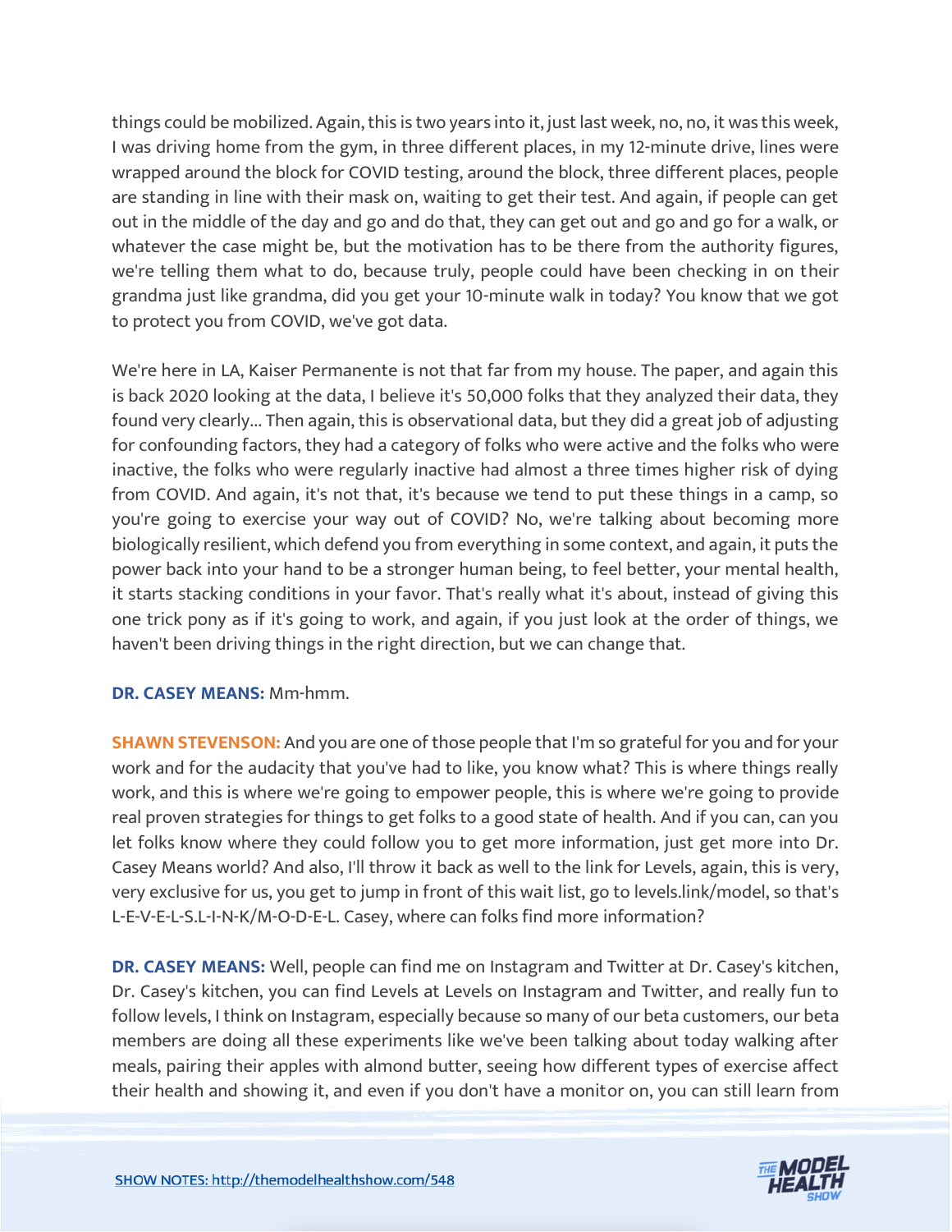things could be mobilized. Again, this is two years into it, just last week, no, no, it was this week, I was driving home from the gym, in three different places, in my 12-minute drive, lines were wrapped around the block for COVID testing, around the block, three different places, people are standing in line with their mask on, waiting to get their test. And again, if people can get out in the middle of the day and go and do that, they can get out and go and go for a walk, or whatever the case might be, but the motivation has to be there from the authority figures, we're telling them what to do, because truly, people could have been checking in on their grandma just like grandma, did you get your 10-minute walk in today? You know that we got to protect you from COVID, we've got data.

We're here in LA, Kaiser Permanente is not that far from my house. The paper, and again this is back 2020 looking at the data, I believe it's 50,000 folks that they analyzed their data, they found very clearly... Then again, this is observational data, but they did a great job of adjusting for confounding factors, they had a category of folks who were active and the folks who were inactive, the folks who were regularly inactive had almost a three times higher risk of dying from COVID. And again, it's not that, it's because we tend to put these things in a camp, so you're going to exercise your way out of COVID? No, we're talking about becoming more biologically resilient, which defend you from everything in some context, and again, it puts the power back into your hand to be a stronger human being, to feel better, your mental health, it starts stacking conditions in your favor. That's really what it's about, instead of giving this one trick pony as if it's going to work, and again, if you just look at the order of things, we haven't been driving things in the right direction, but we can change that.

**DR. CASEY MEANS:** Mm-hmm.

**SHAWN STEVENSON:** And you are one of those people that I'm so grateful for you and for your work and for the audacity that you've had to like, you know what? This is where things really work, and this is where we're going to empower people, this is where we're going to provide real proven strategies for things to get folks to a good state of health. And if you can, can you let folks know where they could follow you to get more information, just get more into Dr. Casey Means world? And also, I'll throw it back as well to the link for Levels, again, this is very, very exclusive for us, you get to jump in front of this wait list, go to levels.link/model, so that's L-E-V-E-L-S.L-I-N-K/M-O-D-E-L. Casey, where can folks find more information?

**DR. CASEY MEANS:** Well, people can find me on Instagram and Twitter at Dr. Casey's kitchen, Dr. Casey's kitchen, you can find Levels at Levels on Instagram and Twitter, and really fun to follow levels, I think on Instagram, especially because so many of our beta customers, our beta members are doing all these experiments like we've been talking about today walking after meals, pairing their apples with almond butter, seeing how different types of exercise affect their health and showing it, and even if you don't have a monitor on, you can still learn from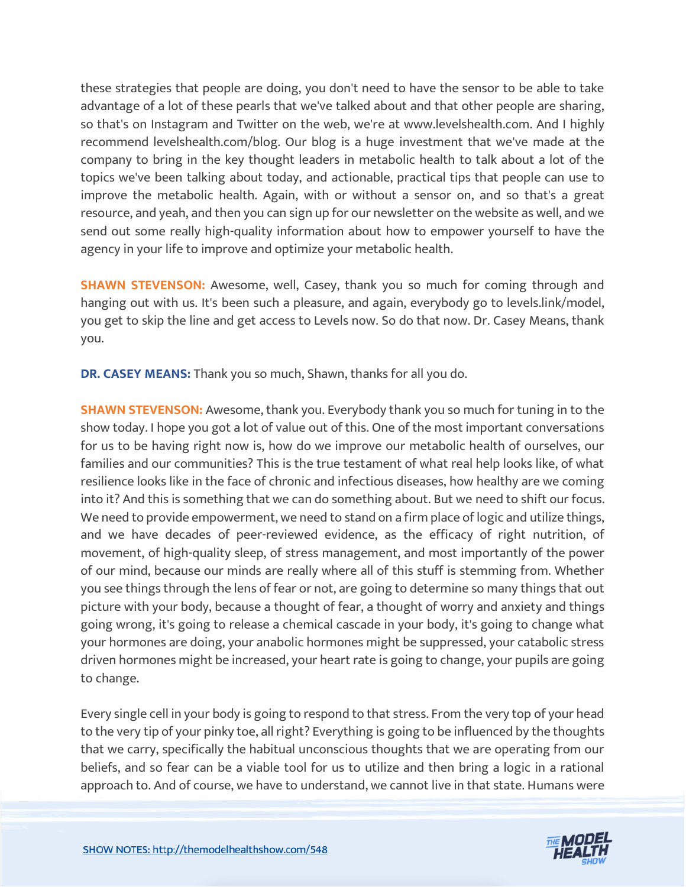these strategies that people are doing, you don't need to have the sensor to be able to take advantage of a lot of these pearls that we've talked about and that other people are sharing, so that's on Instagram and Twitter on the web, we're at www.levelshealth.com. And I highly recommend levelshealth.com/blog. Our blog is a huge investment that we've made at the company to bring in the key thought leaders in metabolic health to talk about a lot of the topics we've been talking about today, and actionable, practical tips that people can use to improve the metabolic health. Again, with or without a sensor on, and so that's a great resource, and yeah, and then you can sign up for our newsletter on the website as well, and we send out some really high-quality information about how to empower yourself to have the agency in your life to improve and optimize your metabolic health.

**SHAWN STEVENSON:** Awesome, well, Casey, thank you so much for coming through and hanging out with us. It's been such a pleasure, and again, everybody go to levels.link/model, you get to skip the line and get access to Levels now. So do that now. Dr. Casey Means, thank you.

**DR. CASEY MEANS:** Thank you so much, Shawn, thanks for all you do.

**SHAWN STEVENSON:** Awesome, thank you. Everybody thank you so much for tuning in to the show today. I hope you got a lot of value out of this. One of the most important conversations for us to be having right now is, how do we improve our metabolic health of ourselves, our families and our communities? This is the true testament of what real help looks like, of what resilience looks like in the face of chronic and infectious diseases, how healthy are we coming into it? And this is something that we can do something about. But we need to shift our focus. We need to provide empowerment, we need to stand on a firm place of logic and utilize things, and we have decades of peer-reviewed evidence, as the efficacy of right nutrition, of movement, of high-quality sleep, of stress management, and most importantly of the power of our mind, because our minds are really where all of this stuff is stemming from. Whether you see things through the lens of fear or not, are going to determine so many things that out picture with your body, because a thought of fear, a thought of worry and anxiety and things going wrong, it's going to release a chemical cascade in your body, it's going to change what your hormones are doing, your anabolic hormones might be suppressed, your catabolic stress driven hormones might be increased, your heart rate is going to change, your pupils are going to change.

Every single cell in your body is going to respond to that stress. From the very top of your head to the very tip of your pinky toe, all right? Everything is going to be influenced by the thoughts that we carry, specifically the habitual unconscious thoughts that we are operating from our beliefs, and so fear can be a viable tool for us to utilize and then bring a logic in a rational approach to. And of course, we have to understand, we cannot live in that state. Humans were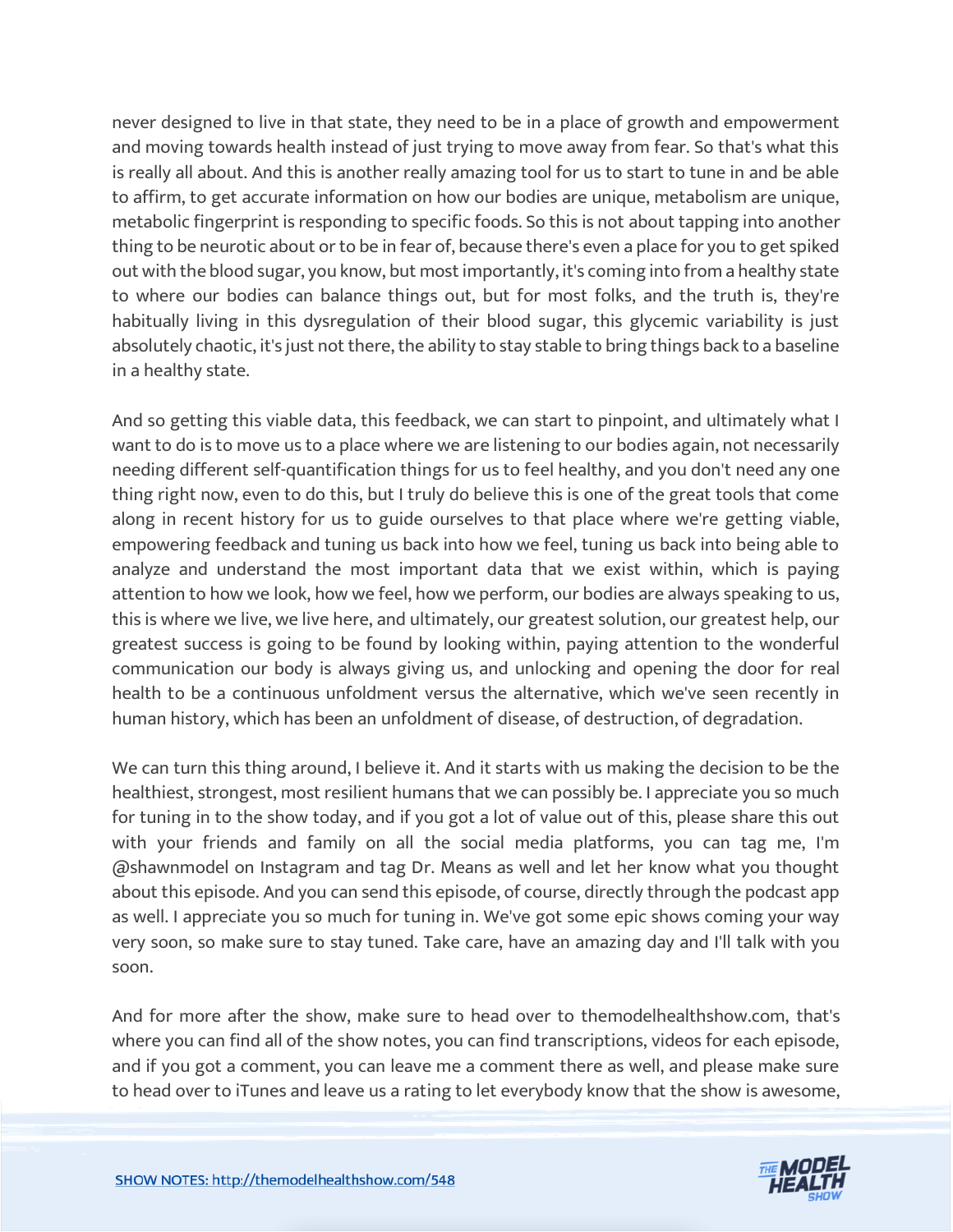never designed to live in that state, they need to be in a place of growth and empowerment and moving towards health instead of just trying to move away from fear. So that's what this is really all about. And this is another really amazing tool for us to start to tune in and be able to affirm, to get accurate information on how our bodies are unique, metabolism are unique, metabolic fingerprint is responding to specific foods. So this is not about tapping into another thing to be neurotic about or to be in fear of, because there's even a place for you to get spiked out with the blood sugar, you know, but most importantly, it's coming into from a healthy state to where our bodies can balance things out, but for most folks, and the truth is, they're habitually living in this dysregulation of their blood sugar, this glycemic variability is just absolutely chaotic, it's just not there, the ability to stay stable to bring things back to a baseline in a healthy state.

And so getting this viable data, this feedback, we can start to pinpoint, and ultimately what I want to do is to move us to a place where we are listening to our bodies again, not necessarily needing different self-quantification things for us to feel healthy, and you don't need any one thing right now, even to do this, but I truly do believe this is one of the great tools that come along in recent history for us to guide ourselves to that place where we're getting viable, empowering feedback and tuning us back into how we feel, tuning us back into being able to analyze and understand the most important data that we exist within, which is paying attention to how we look, how we feel, how we perform, our bodies are always speaking to us, this is where we live, we live here, and ultimately, our greatest solution, our greatest help, our greatest success is going to be found by looking within, paying attention to the wonderful communication our body is always giving us, and unlocking and opening the door for real health to be a continuous unfoldment versus the alternative, which we've seen recently in human history, which has been an unfoldment of disease, of destruction, of degradation.

We can turn this thing around, I believe it. And it starts with us making the decision to be the healthiest, strongest, most resilient humans that we can possibly be. I appreciate you so much for tuning in to the show today, and if you got a lot of value out of this, please share this out with your friends and family on all the social media platforms, you can tag me, I'm @shawnmodel on Instagram and tag Dr. Means as well and let her know what you thought about this episode. And you can send this episode, of course, directly through the podcast app as well. I appreciate you so much for tuning in. We've got some epic shows coming your way very soon, so make sure to stay tuned. Take care, have an amazing day and I'll talk with you soon.

And for more after the show, make sure to head over to themodelhealthshow.com, that's where you can find all of the show notes, you can find transcriptions, videos for each episode, and if you got a comment, you can leave me a comment there as well, and please make sure to head over to iTunes and leave us a rating to let everybody know that the show is awesome,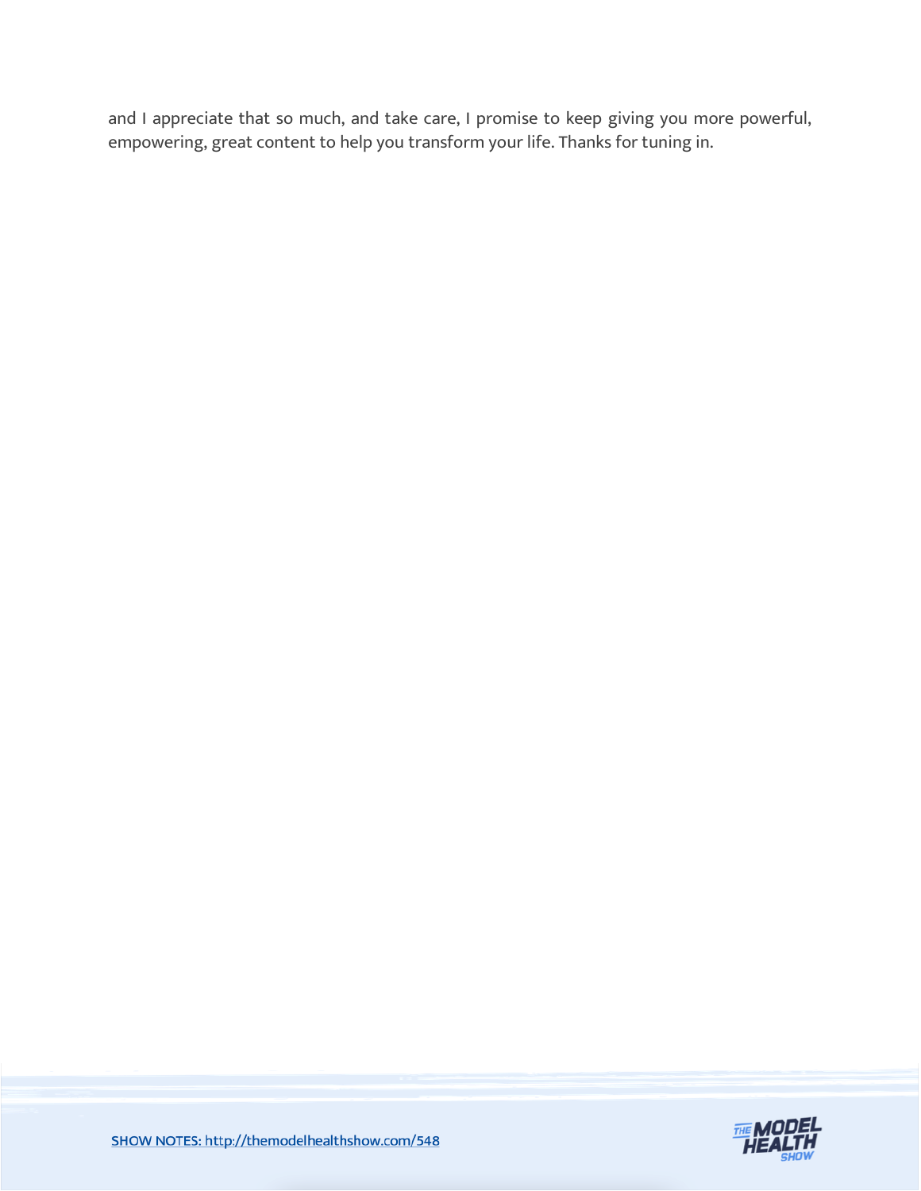and I appreciate that so much, and take care, I promise to keep giving you more powerful, empowering, great content to help you transform your life. Thanks for tuning in.